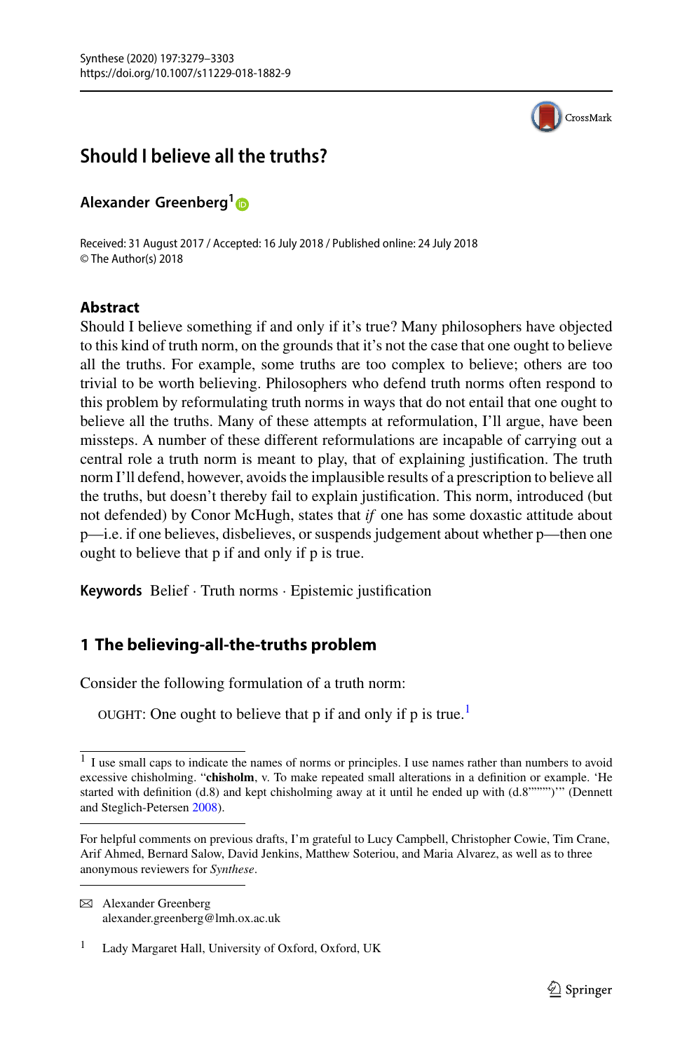# Should I believe all the truths?

**Alexander Greenberg**[1]

Received: 31 August 2017 / Accepted: 16 July 2018 / Published online: 24 July 2018
© The Author(s) 2018

## Abstract

Should I believe something if and only if it's true? Many philosophers have objected to this kind of truth norm, on the grounds that it's not the case that one ought to believe all the truths. For example, some truths are too complex to believe; others are too trivial to be worth believing. Philosophers who defend truth norms often respond to this problem by reformulating truth norms in ways that do not entail that one ought to believe all the truths. Many of these attempts at reformulation, I'll argue, have been missteps. A number of these different reformulations are incapable of carrying out a central role a truth norm is meant to play, that of explaining justification. The truth norm I'll defend, however, avoids the implausible results of a prescription to believe all the truths, but doesn't thereby fail to explain justification. This norm, introduced (but not defended) by Conor McHugh, states that *if* one has some doxastic attitude about p—i.e. if one believes, disbelieves, or suspends judgement about whether p—then one ought to believe that p if and only if p is true.

**Keywords** Belief · Truth norms · Epistemic justification

## 1 The believing-all-the-truths problem

Consider the following formulation of a truth norm:

OUGHT: One ought to believe that p if and only if p is true.[1]

---

[1] I use small caps to indicate the names of norms or principles. I use names rather than numbers to avoid excessive chisholming. "**chisholm**, v. To make repeated small alterations in a definition or example. 'He started with definition (d.8) and kept chisholming away at it until he ended up with (d.8''''''''')'" (Dennett and Steglich-Petersen 2008).

---

For helpful comments on previous drafts, I'm grateful to Lucy Campbell, Christopher Cowie, Tim Crane, Arif Ahmed, Bernard Salow, David Jenkins, Matthew Soteriou, and Maria Alvarez, as well as to three anonymous reviewers for *Synthese*.

---

✉ Alexander Greenberg
alexander.greenberg@lmh.ox.ac.uk

[1] Lady Margaret Hall, University of Oxford, Oxford, UK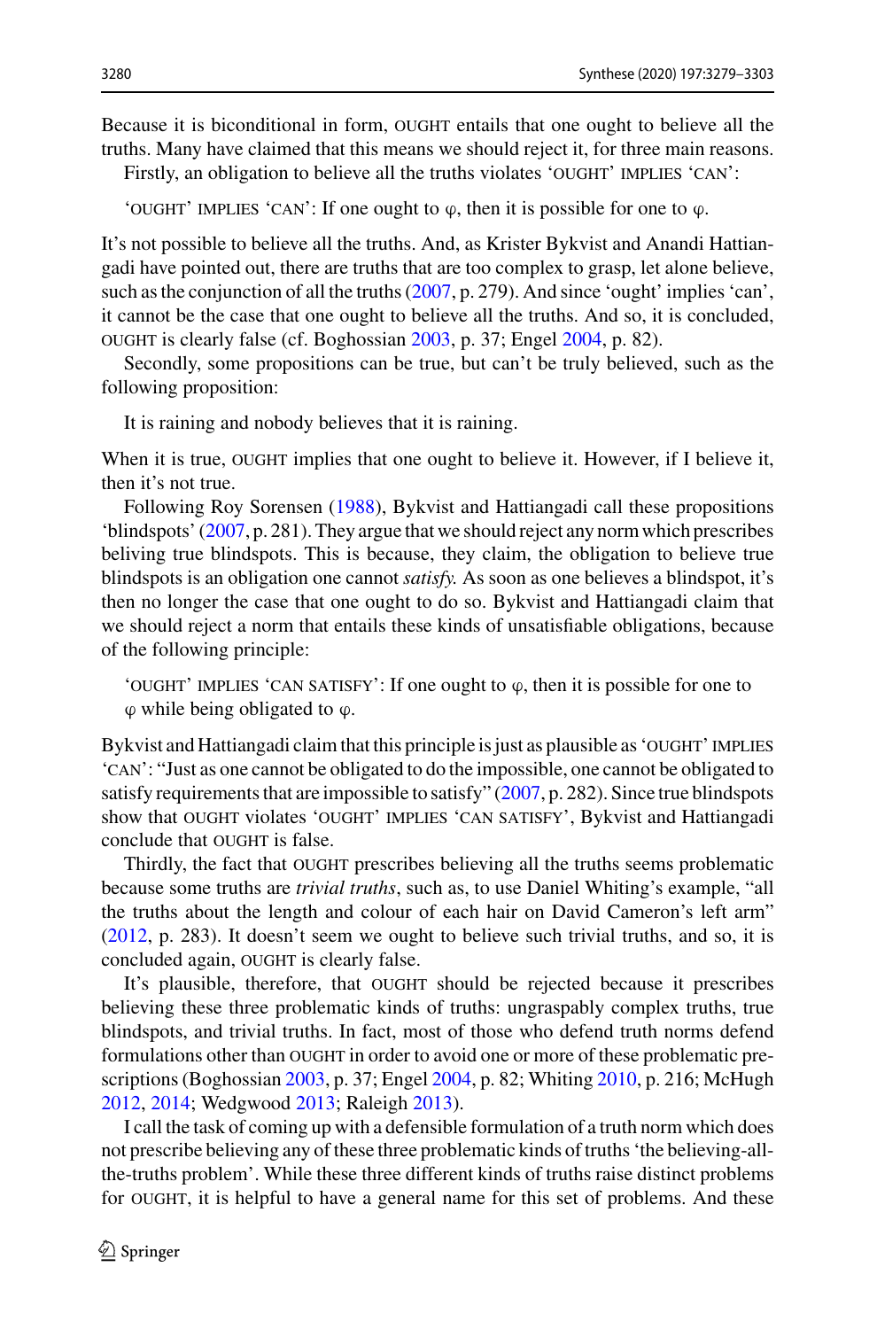Because it is biconditional in form, OUGHT entails that one ought to believe all the truths. Many have claimed that this means we should reject it, for three main reasons.

Firstly, an obligation to believe all the truths violates 'OUGHT' IMPLIES 'CAN':

> 'OUGHT' IMPLIES 'CAN': If one ought to φ, then it is possible for one to φ.

It's not possible to believe all the truths. And, as Krister Bykvist and Anandi Hattiangadi have pointed out, there are truths that are too complex to grasp, let alone believe, such as the conjunction of all the truths (2007, p. 279). And since 'ought' implies 'can', it cannot be the case that one ought to believe all the truths. And so, it is concluded, OUGHT is clearly false (cf. Boghossian 2003, p. 37; Engel 2004, p. 82).

Secondly, some propositions can be true, but can't be truly believed, such as the following proposition:

> It is raining and nobody believes that it is raining.

When it is true, OUGHT implies that one ought to believe it. However, if I believe it, then it's not true.

Following Roy Sorensen (1988), Bykvist and Hattiangadi call these propositions 'blindspots' (2007, p. 281). They argue that we should reject any norm which prescribes beliving true blindspots. This is because, they claim, the obligation to believe true blindspots is an obligation one cannot *satisfy.* As soon as one believes a blindspot, it's then no longer the case that one ought to do so. Bykvist and Hattiangadi claim that we should reject a norm that entails these kinds of unsatisfiable obligations, because of the following principle:

> 'OUGHT' IMPLIES 'CAN SATISFY': If one ought to φ, then it is possible for one to φ while being obligated to φ.

Bykvist and Hattiangadi claim that this principle is just as plausible as 'OUGHT' IMPLIES 'CAN': "Just as one cannot be obligated to do the impossible, one cannot be obligated to satisfy requirements that are impossible to satisfy" (2007, p. 282). Since true blindspots show that OUGHT violates 'OUGHT' IMPLIES 'CAN SATISFY', Bykvist and Hattiangadi conclude that OUGHT is false.

Thirdly, the fact that OUGHT prescribes believing all the truths seems problematic because some truths are *trivial truths*, such as, to use Daniel Whiting's example, "all the truths about the length and colour of each hair on David Cameron's left arm" (2012, p. 283). It doesn't seem we ought to believe such trivial truths, and so, it is concluded again, OUGHT is clearly false.

It's plausible, therefore, that OUGHT should be rejected because it prescribes believing these three problematic kinds of truths: ungraspably complex truths, true blindspots, and trivial truths. In fact, most of those who defend truth norms defend formulations other than OUGHT in order to avoid one or more of these problematic prescriptions (Boghossian 2003, p. 37; Engel 2004, p. 82; Whiting 2010, p. 216; McHugh 2012, 2014; Wedgwood 2013; Raleigh 2013).

I call the task of coming up with a defensible formulation of a truth norm which does not prescribe believing any of these three problematic kinds of truths 'the believing-all-the-truths problem'. While these three different kinds of truths raise distinct problems for OUGHT, it is helpful to have a general name for this set of problems. And these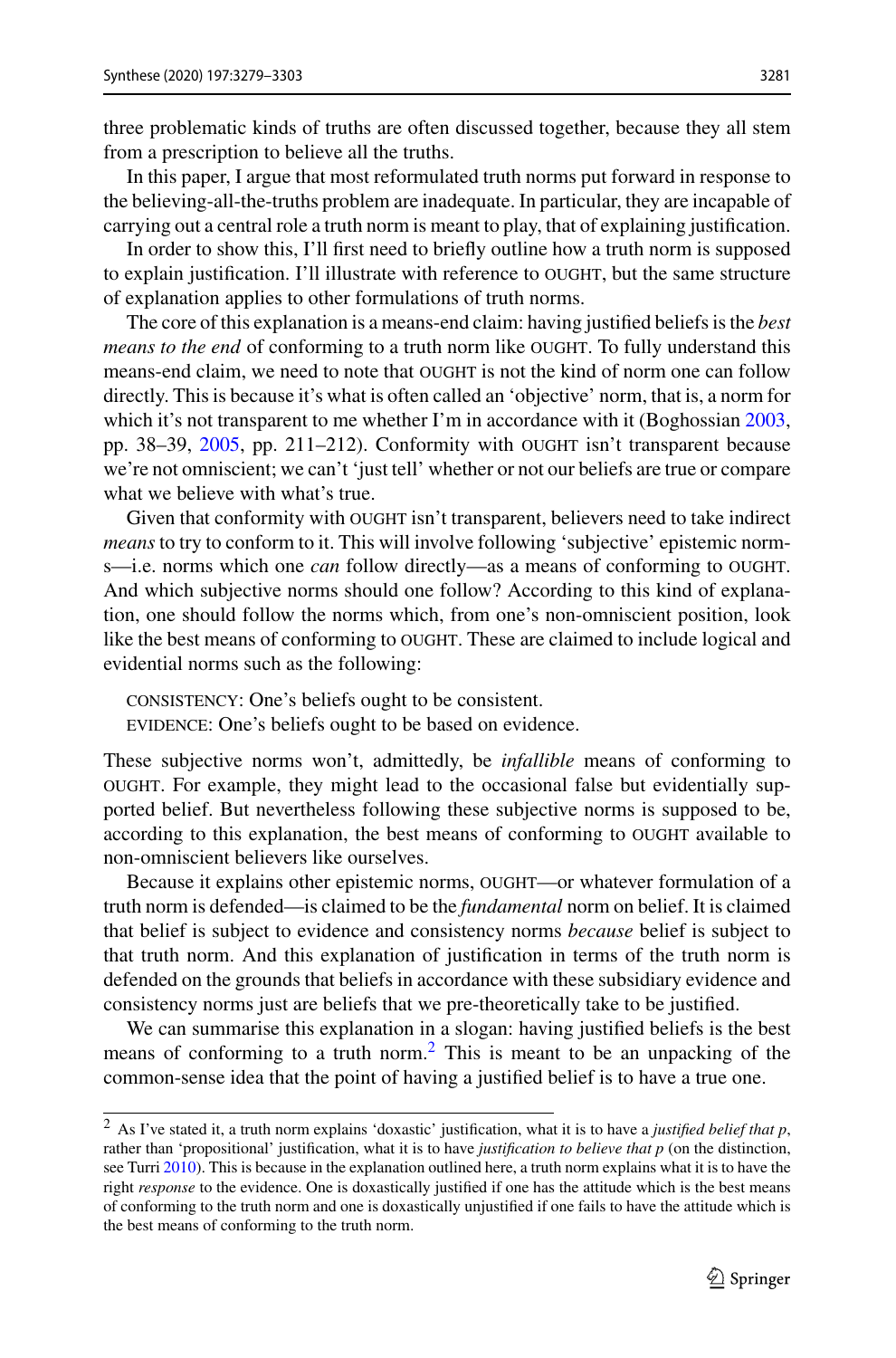three problematic kinds of truths are often discussed together, because they all stem from a prescription to believe all the truths.

In this paper, I argue that most reformulated truth norms put forward in response to the believing-all-the-truths problem are inadequate. In particular, they are incapable of carrying out a central role a truth norm is meant to play, that of explaining justification.

In order to show this, I'll first need to briefly outline how a truth norm is supposed to explain justification. I'll illustrate with reference to OUGHT, but the same structure of explanation applies to other formulations of truth norms.

The core of this explanation is a means-end claim: having justified beliefs is the *best means to the end* of conforming to a truth norm like OUGHT. To fully understand this means-end claim, we need to note that OUGHT is not the kind of norm one can follow directly. This is because it's what is often called an 'objective' norm, that is, a norm for which it's not transparent to me whether I'm in accordance with it (Boghossian 2003, pp. 38–39, 2005, pp. 211–212). Conformity with OUGHT isn't transparent because we're not omniscient; we can't 'just tell' whether or not our beliefs are true or compare what we believe with what's true.

Given that conformity with OUGHT isn't transparent, believers need to take indirect *means* to try to conform to it. This will involve following 'subjective' epistemic norms—i.e. norms which one *can* follow directly—as a means of conforming to OUGHT. And which subjective norms should one follow? According to this kind of explanation, one should follow the norms which, from one's non-omniscient position, look like the best means of conforming to OUGHT. These are claimed to include logical and evidential norms such as the following:

CONSISTENCY: One's beliefs ought to be consistent.
EVIDENCE: One's beliefs ought to be based on evidence.

These subjective norms won't, admittedly, be *infallible* means of conforming to OUGHT. For example, they might lead to the occasional false but evidentially supported belief. But nevertheless following these subjective norms is supposed to be, according to this explanation, the best means of conforming to OUGHT available to non-omniscient believers like ourselves.

Because it explains other epistemic norms, OUGHT—or whatever formulation of a truth norm is defended—is claimed to be the *fundamental* norm on belief. It is claimed that belief is subject to evidence and consistency norms *because* belief is subject to that truth norm. And this explanation of justification in terms of the truth norm is defended on the grounds that beliefs in accordance with these subsidiary evidence and consistency norms just are beliefs that we pre-theoretically take to be justified.

We can summarise this explanation in a slogan: having justified beliefs is the best means of conforming to a truth norm.[2] This is meant to be an unpacking of the common-sense idea that the point of having a justified belief is to have a true one.

---

[2] As I've stated it, a truth norm explains 'doxastic' justification, what it is to have a *justified belief that p*, rather than 'propositional' justification, what it is to have *justification to believe that p* (on the distinction, see Turri 2010). This is because in the explanation outlined here, a truth norm explains what it is to have the right *response* to the evidence. One is doxastically justified if one has the attitude which is the best means of conforming to the truth norm and one is doxastically unjustified if one fails to have the attitude which is the best means of conforming to the truth norm.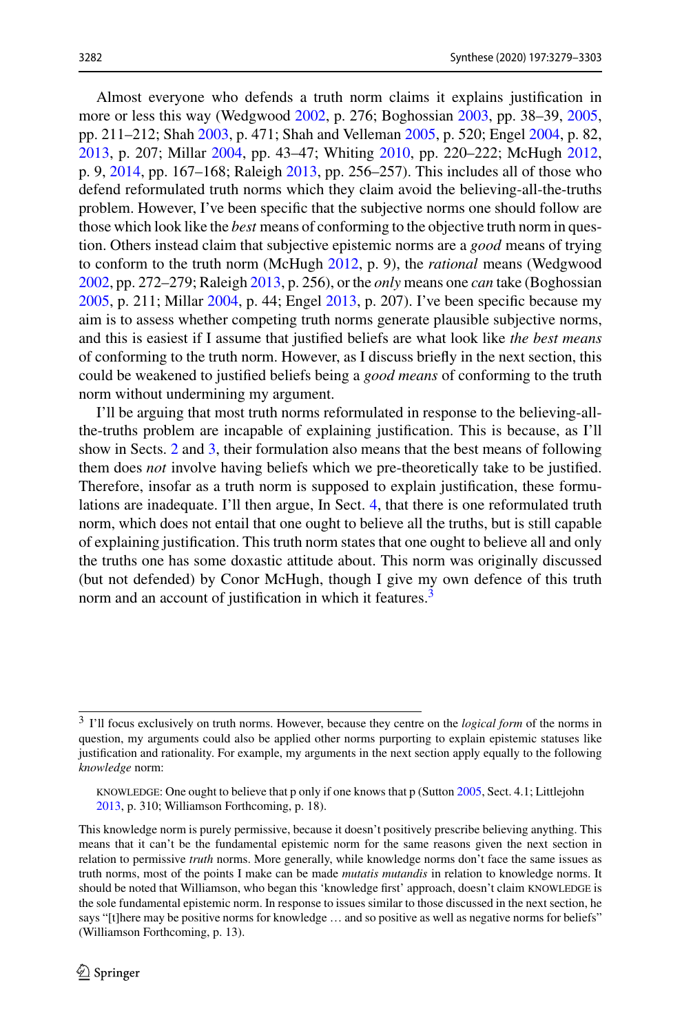Almost everyone who defends a truth norm claims it explains justification in more or less this way (Wedgwood 2002, p. 276; Boghossian 2003, pp. 38–39, 2005, pp. 211–212; Shah 2003, p. 471; Shah and Velleman 2005, p. 520; Engel 2004, p. 82, 2013, p. 207; Millar 2004, pp. 43–47; Whiting 2010, pp. 220–222; McHugh 2012, p. 9, 2014, pp. 167–168; Raleigh 2013, pp. 256–257). This includes all of those who defend reformulated truth norms which they claim avoid the believing-all-the-truths problem. However, I've been specific that the subjective norms one should follow are those which look like the *best* means of conforming to the objective truth norm in question. Others instead claim that subjective epistemic norms are a *good* means of trying to conform to the truth norm (McHugh 2012, p. 9), the *rational* means (Wedgwood 2002, pp. 272–279; Raleigh 2013, p. 256), or the *only* means one *can* take (Boghossian 2005, p. 211; Millar 2004, p. 44; Engel 2013, p. 207). I've been specific because my aim is to assess whether competing truth norms generate plausible subjective norms, and this is easiest if I assume that justified beliefs are what look like *the best means* of conforming to the truth norm. However, as I discuss briefly in the next section, this could be weakened to justified beliefs being a *good means* of conforming to the truth norm without undermining my argument.

I'll be arguing that most truth norms reformulated in response to the believing-all-the-truths problem are incapable of explaining justification. This is because, as I'll show in Sects. 2 and 3, their formulation also means that the best means of following them does *not* involve having beliefs which we pre-theoretically take to be justified. Therefore, insofar as a truth norm is supposed to explain justification, these formulations are inadequate. I'll then argue, In Sect. 4, that there is one reformulated truth norm, which does not entail that one ought to believe all the truths, but is still capable of explaining justification. This truth norm states that one ought to believe all and only the truths one has some doxastic attitude about. This norm was originally discussed (but not defended) by Conor McHugh, though I give my own defence of this truth norm and an account of justification in which it features.[3]

---

[3] I'll focus exclusively on truth norms. However, because they centre on the *logical form* of the norms in question, my arguments could also be applied other norms purporting to explain epistemic statuses like justification and rationality. For example, my arguments in the next section apply equally to the following *knowledge* norm:

> KNOWLEDGE: One ought to believe that p only if one knows that p (Sutton 2005, Sect. 4.1; Littlejohn 2013, p. 310; Williamson Forthcoming, p. 18).

This knowledge norm is purely permissive, because it doesn't positively prescribe believing anything. This means that it can't be the fundamental epistemic norm for the same reasons given the next section in relation to permissive *truth* norms. More generally, while knowledge norms don't face the same issues as truth norms, most of the points I make can be made *mutatis mutandis* in relation to knowledge norms. It should be noted that Williamson, who began this 'knowledge first' approach, doesn't claim KNOWLEDGE is the sole fundamental epistemic norm. In response to issues similar to those discussed in the next section, he says "[t]here may be positive norms for knowledge … and so positive as well as negative norms for beliefs" (Williamson Forthcoming, p. 13).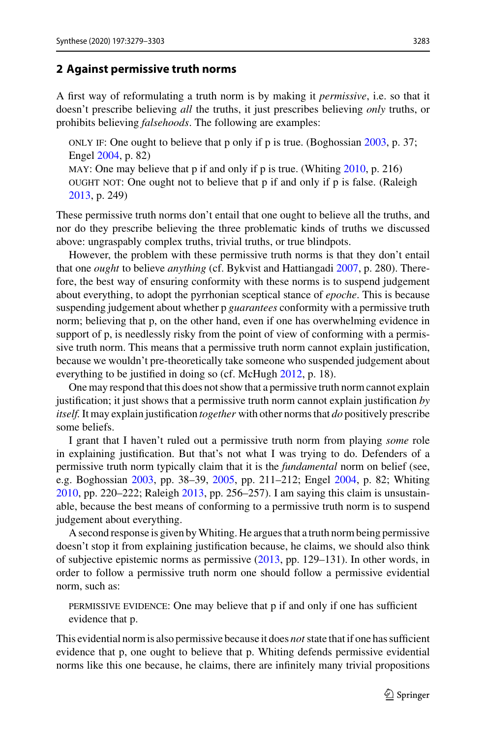## 2 Against permissive truth norms

A first way of reformulating a truth norm is by making it *permissive*, i.e. so that it doesn't prescribe believing *all* the truths, it just prescribes believing *only* truths, or prohibits believing *falsehoods*. The following examples:

> ONLY IF: One ought to believe that p only if p is true. (Boghossian 2003, p. 37; Engel 2004, p. 82)
>
> MAY: One may believe that p if and only if p is true. (Whiting 2010, p. 216)
>
> OUGHT NOT: One ought not to believe that p if and only if p is false. (Raleigh 2013, p. 249)

These permissive truth norms don't entail that one ought to believe all the truths, and nor do they prescribe believing the three problematic kinds of truths we discussed above: ungraspably complex truths, trivial truths, or true blindpots.

However, the problem with these permissive truth norms is that they don't entail that one *ought* to believe *anything* (cf. Bykvist and Hattiangadi 2007, p. 280). Therefore, the best way of ensuring conformity with these norms is to suspend judgement about everything, to adopt the pyrrhonian sceptical stance of *epoche*. This is because suspending judgement about whether p *guarantees* conformity with a permissive truth norm; believing that p, on the other hand, even if one has overwhelming evidence in support of p, is needlessly risky from the point of view of conforming with a permissive truth norm. This means that a permissive truth norm cannot explain justification, because we wouldn't pre-theoretically take someone who suspended judgement about everything to be justified in doing so (cf. McHugh 2012, p. 18).

One may respond that this does not show that a permissive truth norm cannot explain justification; it just shows that a permissive truth norm cannot explain justification *by itself*. It may explain justification *together* with other norms that *do* positively prescribe some beliefs.

I grant that I haven't ruled out a permissive truth norm from playing *some* role in explaining justification. But that's not what I was trying to do. Defenders of a permissive truth norm typically claim that it is the *fundamental* norm on belief (see, e.g. Boghossian 2003, pp. 38–39, 2005, pp. 211–212; Engel 2004, p. 82; Whiting 2010, pp. 220–222; Raleigh 2013, pp. 256–257). I am saying this claim is unsustainable, because the best means of conforming to a permissive truth norm is to suspend judgement about everything.

A second response is given by Whiting. He argues that a truth norm being permissive doesn't stop it from explaining justification because, he claims, we should also think of subjective epistemic norms as permissive (2013, pp. 129–131). In other words, in order to follow a permissive truth norm one should follow a permissive evidential norm, such as:

> PERMISSIVE EVIDENCE: One may believe that p if and only if one has sufficient evidence that p.

This evidential norm is also permissive because it does *not* state that if one has sufficient evidence that p, one ought to believe that p. Whiting defends permissive evidential norms like this one because, he claims, there are infinitely many trivial propositions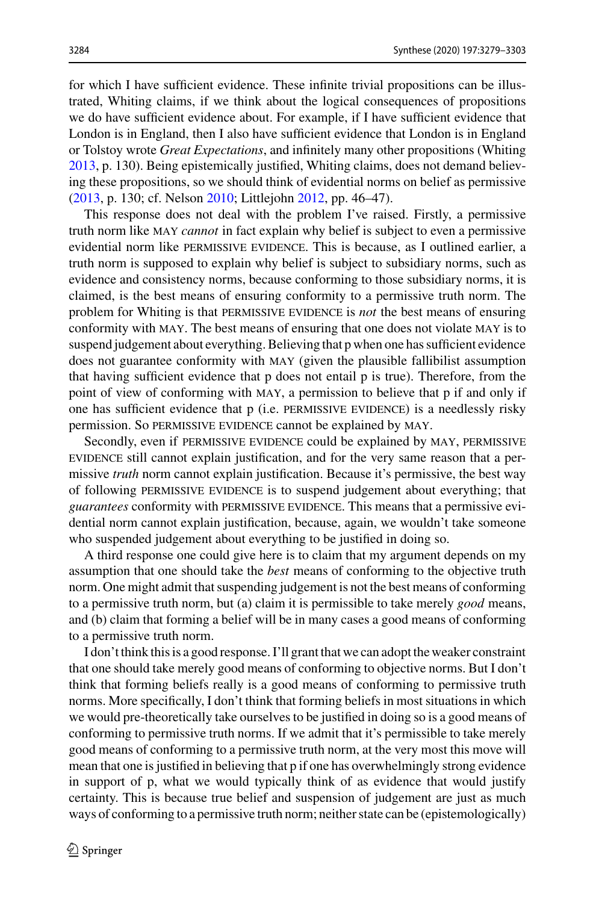for which I have sufficient evidence. These infinite trivial propositions can be illustrated, Whiting claims, if we think about the logical consequences of propositions we do have sufficient evidence about. For example, if I have sufficient evidence that London is in England, then I also have sufficient evidence that London is in England or Tolstoy wrote *Great Expectations*, and infinitely many other propositions (Whiting 2013, p. 130). Being epistemically justified, Whiting claims, does not demand believing these propositions, so we should think of evidential norms on belief as permissive (2013, p. 130; cf. Nelson 2010; Littlejohn 2012, pp. 46–47).

This response does not deal with the problem I've raised. Firstly, a permissive truth norm like MAY *cannot* in fact explain why belief is subject to even a permissive evidential norm like PERMISSIVE EVIDENCE. This is because, as I outlined earlier, a truth norm is supposed to explain why belief is subject to subsidiary norms, such as evidence and consistency norms, because conforming to those subsidiary norms, it is claimed, is the best means of ensuring conformity to a permissive truth norm. The problem for Whiting is that PERMISSIVE EVIDENCE is *not* the best means of ensuring conformity with MAY. The best means of ensuring that one does not violate MAY is to suspend judgement about everything. Believing that p when one has sufficient evidence does not guarantee conformity with MAY (given the plausible fallibilist assumption that having sufficient evidence that p does not entail p is true). Therefore, from the point of view of conforming with MAY, a permission to believe that p if and only if one has sufficient evidence that p (i.e. PERMISSIVE EVIDENCE) is a needlessly risky permission. So PERMISSIVE EVIDENCE cannot be explained by MAY.

Secondly, even if PERMISSIVE EVIDENCE could be explained by MAY, PERMISSIVE EVIDENCE still cannot explain justification, and for the very same reason that a permissive *truth* norm cannot explain justification. Because it's permissive, the best way of following PERMISSIVE EVIDENCE is to suspend judgement about everything; that *guarantees* conformity with PERMISSIVE EVIDENCE. This means that a permissive evidential norm cannot explain justification, because, again, we wouldn't take someone who suspended judgement about everything to be justified in doing so.

A third response one could give here is to claim that my argument depends on my assumption that one should take the *best* means of conforming to the objective truth norm. One might admit that suspending judgement is not the best means of conforming to a permissive truth norm, but (a) claim it is permissible to take merely *good* means, and (b) claim that forming a belief will be in many cases a good means of conforming to a permissive truth norm.

I don't think this is a good response. I'll grant that we can adopt the weaker constraint that one should take merely good means of conforming to objective norms. But I don't think that forming beliefs really is a good means of conforming to permissive truth norms. More specifically, I don't think that forming beliefs in most situations in which we would pre-theoretically take ourselves to be justified in doing so is a good means of conforming to permissive truth norms. If we admit that it's permissible to take merely good means of conforming to a permissive truth norm, at the very most this move will mean that one is justified in believing that p if one has overwhelmingly strong evidence in support of p, what we would typically think of as evidence that would justify certainty. This is because true belief and suspension of judgement are just as much ways of conforming to a permissive truth norm; neither state can be (epistemologically)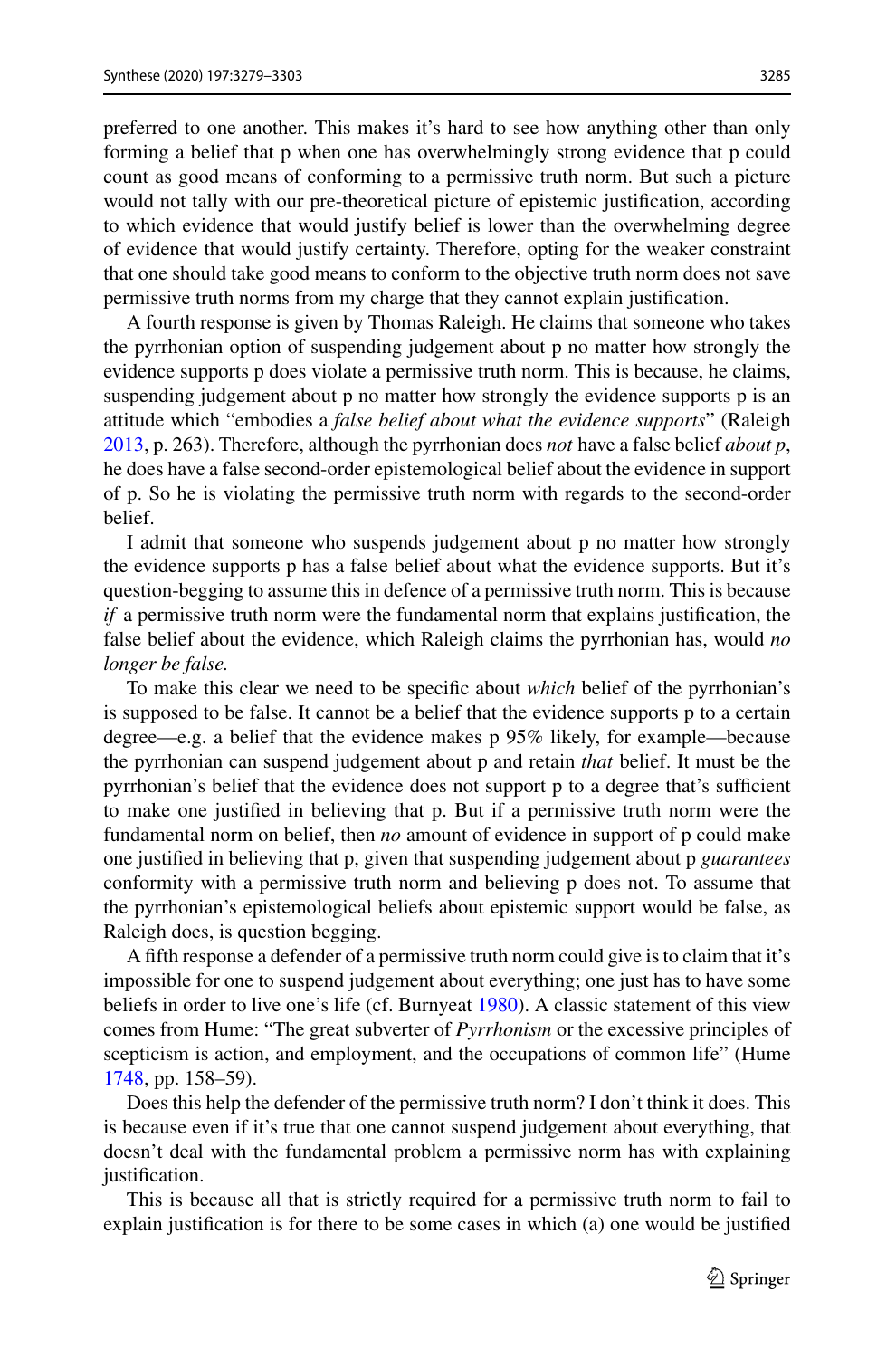preferred to one another. This makes it's hard to see how anything other than only forming a belief that p when one has overwhelmingly strong evidence that p could count as good means of conforming to a permissive truth norm. But such a picture would not tally with our pre-theoretical picture of epistemic justification, according to which evidence that would justify belief is lower than the overwhelming degree of evidence that would justify certainty. Therefore, opting for the weaker constraint that one should take good means to conform to the objective truth norm does not save permissive truth norms from my charge that they cannot explain justification.

A fourth response is given by Thomas Raleigh. He claims that someone who takes the pyrrhonian option of suspending judgement about p no matter how strongly the evidence supports p does violate a permissive truth norm. This is because, he claims, suspending judgement about p no matter how strongly the evidence supports p is an attitude which "embodies a *false belief about what the evidence supports*" (Raleigh 2013, p. 263). Therefore, although the pyrrhonian does *not* have a false belief *about p*, he does have a false second-order epistemological belief about the evidence in support of p. So he is violating the permissive truth norm with regards to the second-order belief.

I admit that someone who suspends judgement about p no matter how strongly the evidence supports p has a false belief about what the evidence supports. But it's question-begging to assume this in defence of a permissive truth norm. This is because *if* a permissive truth norm were the fundamental norm that explains justification, the false belief about the evidence, which Raleigh claims the pyrrhonian has, would *no longer be false.*

To make this clear we need to be specific about *which* belief of the pyrrhonian's is supposed to be false. It cannot be a belief that the evidence supports p to a certain degree—e.g. a belief that the evidence makes p 95% likely, for example—because the pyrrhonian can suspend judgement about p and retain *that* belief. It must be the pyrrhonian's belief that the evidence does not support p to a degree that's sufficient to make one justified in believing that p. But if a permissive truth norm were the fundamental norm on belief, then *no* amount of evidence in support of p could make one justified in believing that p, given that suspending judgement about p *guarantees* conformity with a permissive truth norm and believing p does not. To assume that the pyrrhonian's epistemological beliefs about epistemic support would be false, as Raleigh does, is question begging.

A fifth response a defender of a permissive truth norm could give is to claim that it's impossible for one to suspend judgement about everything; one just has to have some beliefs in order to live one's life (cf. Burnyeat 1980). A classic statement of this view comes from Hume: "The great subverter of *Pyrrhonism* or the excessive principles of scepticism is action, and employment, and the occupations of common life" (Hume 1748, pp. 158–59).

Does this help the defender of the permissive truth norm? I don't think it does. This is because even if it's true that one cannot suspend judgement about everything, that doesn't deal with the fundamental problem a permissive norm has with explaining justification.

This is because all that is strictly required for a permissive truth norm to fail to explain justification is for there to be some cases in which (a) one would be justified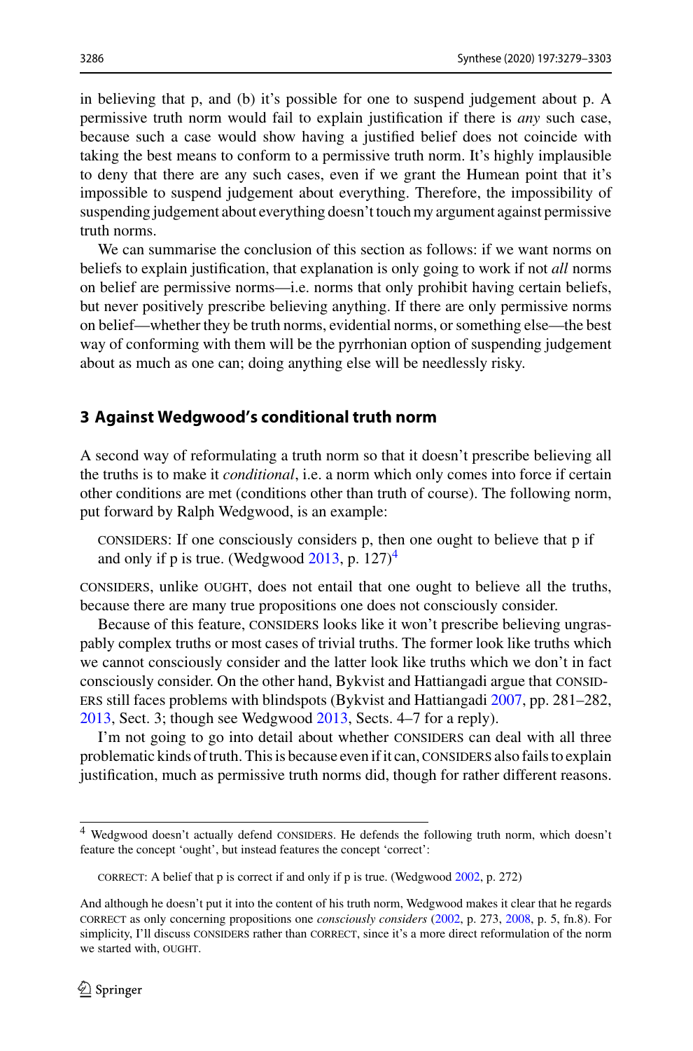in believing that p, and (b) it's possible for one to suspend judgement about p. A permissive truth norm would fail to explain justification if there is *any* such case, because such a case would show having a justified belief does not coincide with taking the best means to conform to a permissive truth norm. It's highly implausible to deny that there are any such cases, even if we grant the Humean point that it's impossible to suspend judgement about everything. Therefore, the impossibility of suspending judgement about everything doesn't touch my argument against permissive truth norms.

We can summarise the conclusion of this section as follows: if we want norms on beliefs to explain justification, that explanation is only going to work if not *all* norms on belief are permissive norms—i.e. norms that only prohibit having certain beliefs, but never positively prescribe believing anything. If there are only permissive norms on belief—whether they be truth norms, evidential norms, or something else—the best way of conforming with them will be the pyrrhonian option of suspending judgement about as much as one can; doing anything else will be needlessly risky.

## 3 Against Wedgwood's conditional truth norm

A second way of reformulating a truth norm so that it doesn't prescribe believing all the truths is to make it *conditional*, i.e. a norm which only comes into force if certain other conditions are met (conditions other than truth of course). The following norm, put forward by Ralph Wedgwood, is an example:

> CONSIDERS: If one consciously considers p, then one ought to believe that p if and only if p is true. (Wedgwood 2013, p. 127)[4]

CONSIDERS, unlike OUGHT, does not entail that one ought to believe all the truths, because there are many true propositions one does not consciously consider.

Because of this feature, CONSIDERS looks like it won't prescribe believing ungraspably complex truths or most cases of trivial truths. The former look like truths which we cannot consciously consider and the latter look like truths which we don't in fact consciously consider. On the other hand, Bykvist and Hattiangadi argue that CONSIDERS still faces problems with blindspots (Bykvist and Hattiangadi 2007, pp. 281–282, 2013, Sect. 3; though see Wedgwood 2013, Sects. 4–7 for a reply).

I'm not going to go into detail about whether CONSIDERS can deal with all three problematic kinds of truth. This is because even if it can, CONSIDERS also fails to explain justification, much as permissive truth norms did, though for rather different reasons.

---

[4] Wedgwood doesn't actually defend CONSIDERS. He defends the following truth norm, which doesn't feature the concept 'ought', but instead features the concept 'correct':

> CORRECT: A belief that p is correct if and only if p is true. (Wedgwood 2002, p. 272)

And although he doesn't put it into the content of his truth norm, Wedgwood makes it clear that he regards CORRECT as only concerning propositions one *consciously considers* (2002, p. 273, 2008, p. 5, fn.8). For simplicity, I'll discuss CONSIDERS rather than CORRECT, since it's a more direct reformulation of the norm we started with, OUGHT.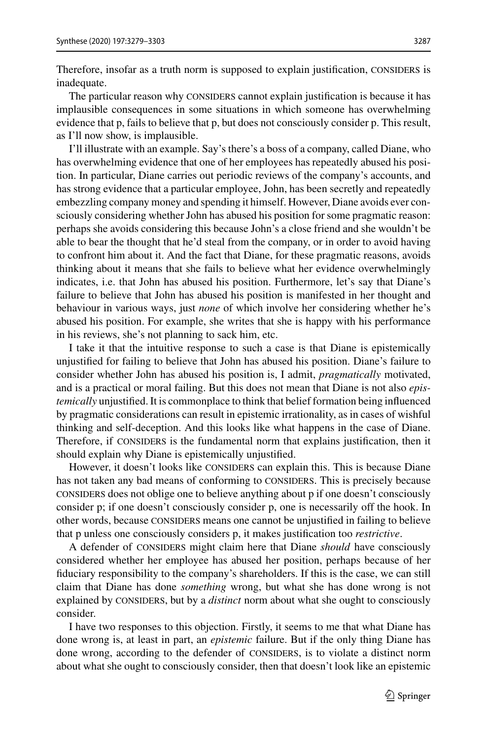Therefore, insofar as a truth norm is supposed to explain justification, CONSIDERS is inadequate.

The particular reason why CONSIDERS cannot explain justification is because it has implausible consequences in some situations in which someone has overwhelming evidence that p, fails to believe that p, but does not consciously consider p. This result, as I'll now show, is implausible.

I'll illustrate with an example. Say's there's a boss of a company, called Diane, who has overwhelming evidence that one of her employees has repeatedly abused his position. In particular, Diane carries out periodic reviews of the company's accounts, and has strong evidence that a particular employee, John, has been secretly and repeatedly embezzling company money and spending it himself. However, Diane avoids ever consciously considering whether John has abused his position for some pragmatic reason: perhaps she avoids considering this because John's a close friend and she wouldn't be able to bear the thought that he'd steal from the company, or in order to avoid having to confront him about it. And the fact that Diane, for these pragmatic reasons, avoids thinking about it means that she fails to believe what her evidence overwhelmingly indicates, i.e. that John has abused his position. Furthermore, let's say that Diane's failure to believe that John has abused his position is manifested in her thought and behaviour in various ways, just *none* of which involve her considering whether he's abused his position. For example, she writes that she is happy with his performance in his reviews, she's not planning to sack him, etc.

I take it that the intuitive response to such a case is that Diane is epistemically unjustified for failing to believe that John has abused his position. Diane's failure to consider whether John has abused his position is, I admit, *pragmatically* motivated, and is a practical or moral failing. But this does not mean that Diane is not also *epistemically* unjustified. It is commonplace to think that belief formation being influenced by pragmatic considerations can result in epistemic irrationality, as in cases of wishful thinking and self-deception. And this looks like what happens in the case of Diane. Therefore, if CONSIDERS is the fundamental norm that explains justification, then it should explain why Diane is epistemically unjustified.

However, it doesn't looks like CONSIDERS can explain this. This is because Diane has not taken any bad means of conforming to CONSIDERS. This is precisely because CONSIDERS does not oblige one to believe anything about p if one doesn't consciously consider p; if one doesn't consciously consider p, one is necessarily off the hook. In other words, because CONSIDERS means one cannot be unjustified in failing to believe that p unless one consciously considers p, it makes justification too *restrictive*.

A defender of CONSIDERS might claim here that Diane *should* have consciously considered whether her employee has abused her position, perhaps because of her fiduciary responsibility to the company's shareholders. If this is the case, we can still claim that Diane has done *something* wrong, but what she has done wrong is not explained by CONSIDERS, but by a *distinct* norm about what she ought to consciously consider.

I have two responses to this objection. Firstly, it seems to me that what Diane has done wrong is, at least in part, an *epistemic* failure. But if the only thing Diane has done wrong, according to the defender of CONSIDERS, is to violate a distinct norm about what she ought to consciously consider, then that doesn't look like an epistemic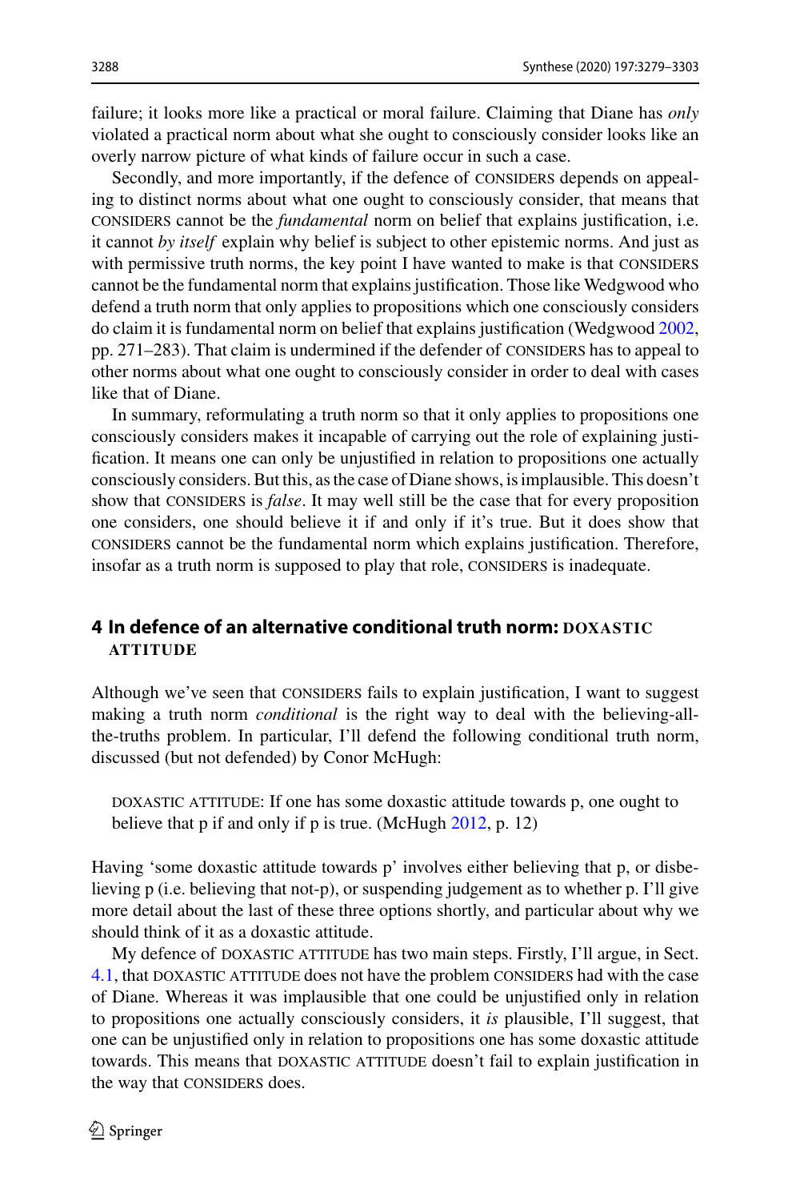failure; it looks more like a practical or moral failure. Claiming that Diane has *only* violated a practical norm about what she ought to consciously consider looks like an overly narrow picture of what kinds of failure occur in such a case.

Secondly, and more importantly, if the defence of CONSIDERS depends on appealing to distinct norms about what one ought to consciously consider, that means that CONSIDERS cannot be the *fundamental* norm on belief that explains justification, i.e. it cannot *by itself* explain why belief is subject to other epistemic norms. And just as with permissive truth norms, the key point I have wanted to make is that CONSIDERS cannot be the fundamental norm that explains justification. Those like Wedgwood who defend a truth norm that only applies to propositions which one consciously considers do claim it is fundamental norm on belief that explains justification (Wedgwood 2002, pp. 271–283). That claim is undermined if the defender of CONSIDERS has to appeal to other norms about what one ought to consciously consider in order to deal with cases like that of Diane.

In summary, reformulating a truth norm so that it only applies to propositions one consciously considers makes it incapable of carrying out the role of explaining justification. It means one can only be unjustified in relation to propositions one actually consciously considers. But this, as the case of Diane shows, is implausible. This doesn't show that CONSIDERS is *false*. It may well still be the case that for every proposition one considers, one should believe it if and only if it's true. But it does show that CONSIDERS cannot be the fundamental norm which explains justification. Therefore, insofar as a truth norm is supposed to play that role, CONSIDERS is inadequate.

## 4 In defence of an alternative conditional truth norm: DOXASTIC ATTITUDE

Although we've seen that CONSIDERS fails to explain justification, I want to suggest making a truth norm *conditional* is the right way to deal with the believing-all-the-truths problem. In particular, I'll defend the following conditional truth norm, discussed (but not defended) by Conor McHugh:

> DOXASTIC ATTITUDE: If one has some doxastic attitude towards p, one ought to believe that p if and only if p is true. (McHugh 2012, p. 12)

Having 'some doxastic attitude towards p' involves either believing that p, or disbelieving p (i.e. believing that not-p), or suspending judgement as to whether p. I'll give more detail about the last of these three options shortly, and particular about why we should think of it as a doxastic attitude.

My defence of DOXASTIC ATTITUDE has two main steps. Firstly, I'll argue, in Sect. 4.1, that DOXASTIC ATTITUDE does not have the problem CONSIDERS had with the case of Diane. Whereas it was implausible that one could be unjustified only in relation to propositions one actually consciously considers, it *is* plausible, I'll suggest, that one can be unjustified only in relation to propositions one has some doxastic attitude towards. This means that DOXASTIC ATTITUDE doesn't fail to explain justification in the way that CONSIDERS does.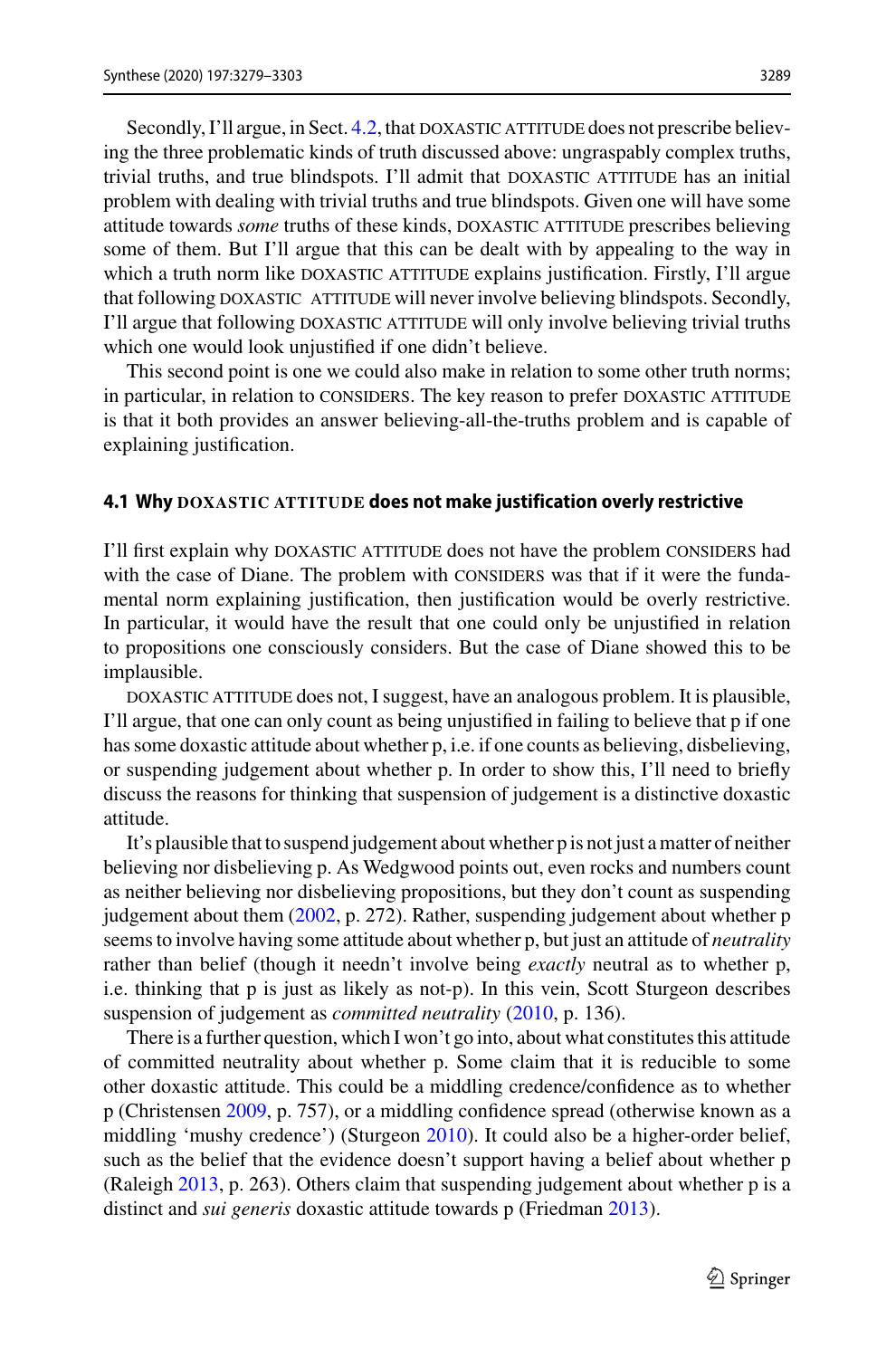Secondly, I'll argue, in Sect. 4.2, that DOXASTIC ATTITUDE does not prescribe believing the three problematic kinds of truth discussed above: ungraspably complex truths, trivial truths, and true blindspots. I'll admit that DOXASTIC ATTITUDE has an initial problem with dealing with trivial truths and true blindspots. Given one will have some attitude towards *some* truths of these kinds, DOXASTIC ATTITUDE prescribes believing some of them. But I'll argue that this can be dealt with by appealing to the way in which a truth norm like DOXASTIC ATTITUDE explains justification. Firstly, I'll argue that following DOXASTIC ATTITUDE will never involve believing blindspots. Secondly, I'll argue that following DOXASTIC ATTITUDE will only involve believing trivial truths which one would look unjustified if one didn't believe.

This second point is one we could also make in relation to some other truth norms; in particular, in relation to CONSIDERS. The key reason to prefer DOXASTIC ATTITUDE is that it both provides an answer believing-all-the-truths problem and is capable of explaining justification.

### 4.1 Why DOXASTIC ATTITUDE does not make justification overly restrictive

I'll first explain why DOXASTIC ATTITUDE does not have the problem CONSIDERS had with the case of Diane. The problem with CONSIDERS was that if it were the fundamental norm explaining justification, then justification would be overly restrictive. In particular, it would have the result that one could only be unjustified in relation to propositions one consciously considers. But the case of Diane showed this to be implausible.

DOXASTIC ATTITUDE does not, I suggest, have an analogous problem. It is plausible, I'll argue, that one can only count as being unjustified in failing to believe that p if one has some doxastic attitude about whether p, i.e. if one counts as believing, disbelieving, or suspending judgement about whether p. In order to show this, I'll need to briefly discuss the reasons for thinking that suspension of judgement is a distinctive doxastic attitude.

It's plausible that to suspend judgement about whether p is not just a matter of neither believing nor disbelieving p. As Wedgwood points out, even rocks and numbers count as neither believing nor disbelieving propositions, but they don't count as suspending judgement about them (2002, p. 272). Rather, suspending judgement about whether p seems to involve having some attitude about whether p, but just an attitude of *neutrality* rather than belief (though it needn't involve being *exactly* neutral as to whether p, i.e. thinking that p is just as likely as not-p). In this vein, Scott Sturgeon describes suspension of judgement as *committed neutrality* (2010, p. 136).

There is a further question, which I won't go into, about what constitutes this attitude of committed neutrality about whether p. Some claim that it is reducible to some other doxastic attitude. This could be a middling credence/confidence as to whether p (Christensen 2009, p. 757), or a middling confidence spread (otherwise known as a middling 'mushy credence') (Sturgeon 2010). It could also be a higher-order belief, such as the belief that the evidence doesn't support having a belief about whether p (Raleigh 2013, p. 263). Others claim that suspending judgement about whether p is a distinct and *sui generis* doxastic attitude towards p (Friedman 2013).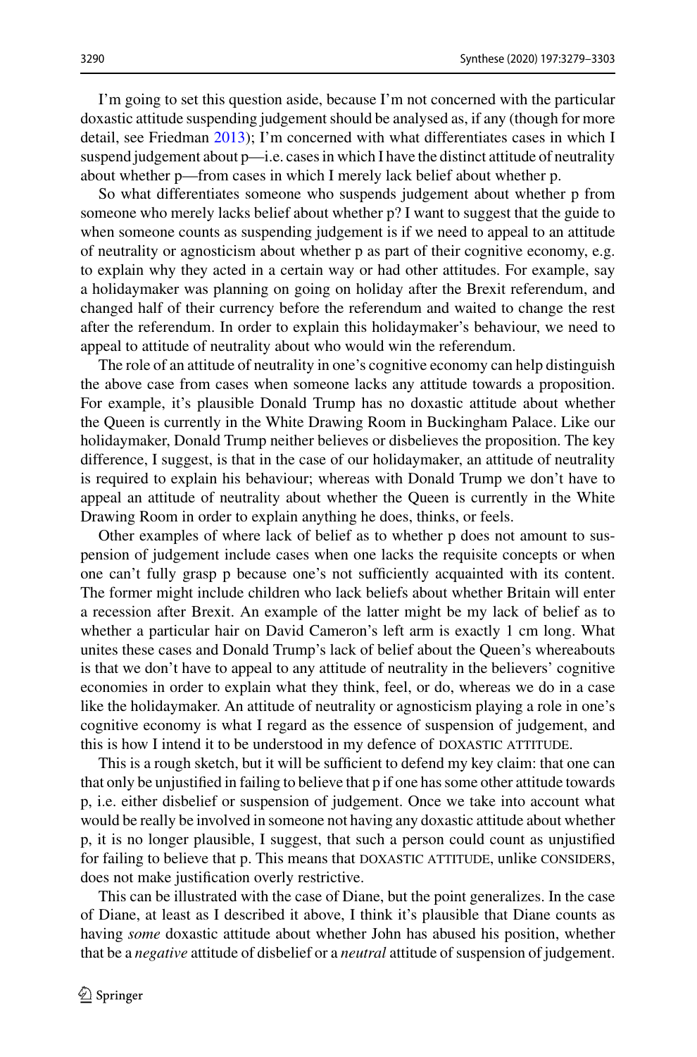I'm going to set this question aside, because I'm not concerned with the particular doxastic attitude suspending judgement should be analysed as, if any (though for more detail, see Friedman 2013); I'm concerned with what differentiates cases in which I suspend judgement about p—i.e. cases in which I have the distinct attitude of neutrality about whether p—from cases in which I merely lack belief about whether p.

So what differentiates someone who suspends judgement about whether p from someone who merely lacks belief about whether p? I want to suggest that the guide to when someone counts as suspending judgement is if we need to appeal to an attitude of neutrality or agnosticism about whether p as part of their cognitive economy, e.g. to explain why they acted in a certain way or had other attitudes. For example, say a holidaymaker was planning on going on holiday after the Brexit referendum, and changed half of their currency before the referendum and waited to change the rest after the referendum. In order to explain this holidaymaker's behaviour, we need to appeal to attitude of neutrality about who would win the referendum.

The role of an attitude of neutrality in one's cognitive economy can help distinguish the above case from cases when someone lacks any attitude towards a proposition. For example, it's plausible Donald Trump has no doxastic attitude about whether the Queen is currently in the White Drawing Room in Buckingham Palace. Like our holidaymaker, Donald Trump neither believes or disbelieves the proposition. The key difference, I suggest, is that in the case of our holidaymaker, an attitude of neutrality is required to explain his behaviour; whereas with Donald Trump we don't have to appeal an attitude of neutrality about whether the Queen is currently in the White Drawing Room in order to explain anything he does, thinks, or feels.

Other examples of where lack of belief as to whether p does not amount to suspension of judgement include cases when one lacks the requisite concepts or when one can't fully grasp p because one's not sufficiently acquainted with its content. The former might include children who lack beliefs about whether Britain will enter a recession after Brexit. An example of the latter might be my lack of belief as to whether a particular hair on David Cameron's left arm is exactly 1 cm long. What unites these cases and Donald Trump's lack of belief about the Queen's whereabouts is that we don't have to appeal to any attitude of neutrality in the believers' cognitive economies in order to explain what they think, feel, or do, whereas we do in a case like the holidaymaker. An attitude of neutrality or agnosticism playing a role in one's cognitive economy is what I regard as the essence of suspension of judgement, and this is how I intend it to be understood in my defence of DOXASTIC ATTITUDE.

This is a rough sketch, but it will be sufficient to defend my key claim: that one can that only be unjustified in failing to believe that p if one has some other attitude towards p, i.e. either disbelief or suspension of judgement. Once we take into account what would be really be involved in someone not having any doxastic attitude about whether p, it is no longer plausible, I suggest, that such a person could count as unjustified for failing to believe that p. This means that DOXASTIC ATTITUDE, unlike CONSIDERS, does not make justification overly restrictive.

This can be illustrated with the case of Diane, but the point generalizes. In the case of Diane, at least as I described it above, I think it's plausible that Diane counts as having *some* doxastic attitude about whether John has abused his position, whether that be a *negative* attitude of disbelief or a *neutral* attitude of suspension of judgement.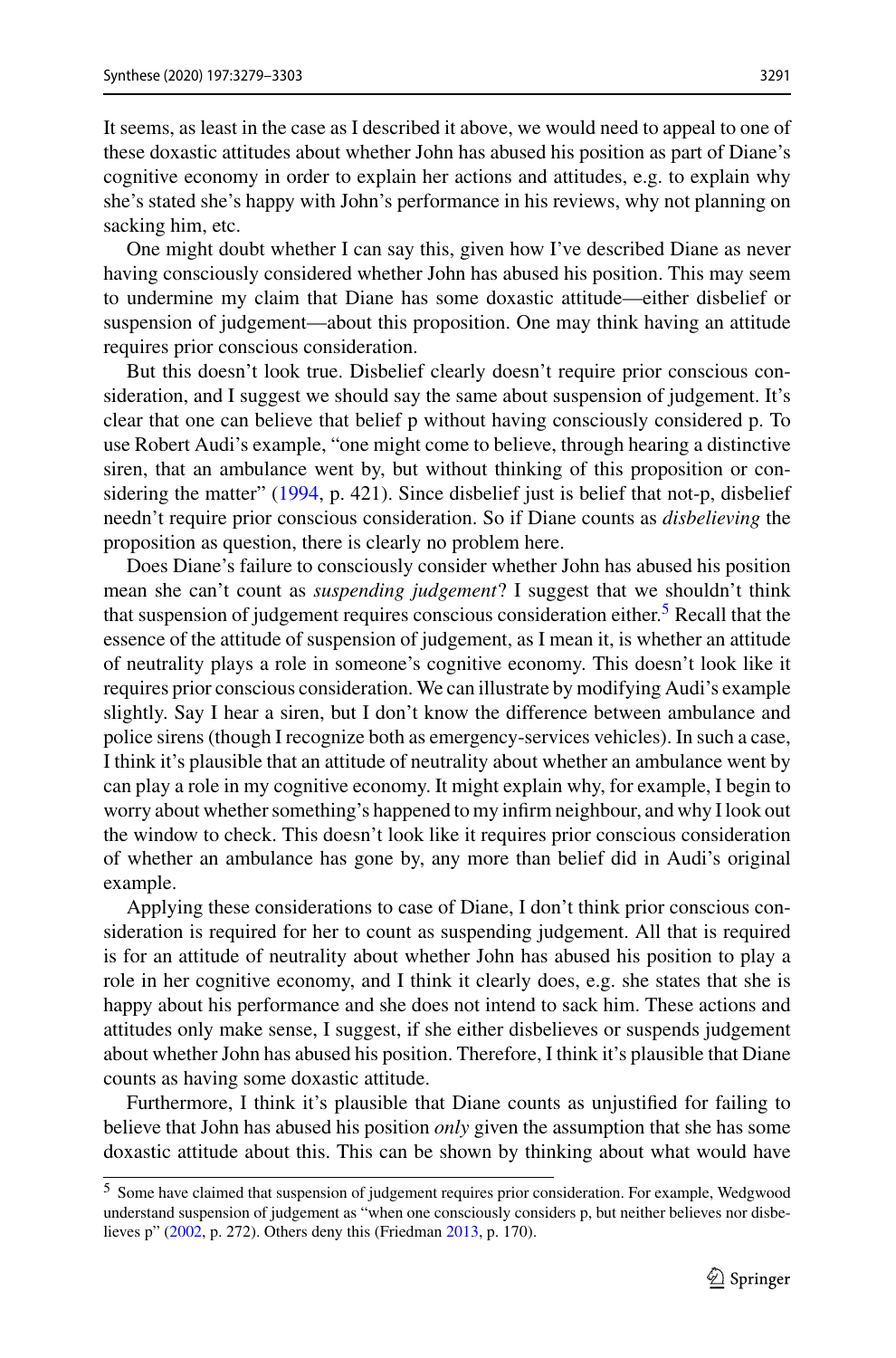It seems, as least in the case as I described it above, we would need to appeal to one of these doxastic attitudes about whether John has abused his position as part of Diane's cognitive economy in order to explain her actions and attitudes, e.g. to explain why she's stated she's happy with John's performance in his reviews, why not planning on sacking him, etc.

One might doubt whether I can say this, given how I've described Diane as never having consciously considered whether John has abused his position. This may seem to undermine my claim that Diane has some doxastic attitude—either disbelief or suspension of judgement—about this proposition. One may think having an attitude requires prior conscious consideration.

But this doesn't look true. Disbelief clearly doesn't require prior conscious consideration, and I suggest we should say the same about suspension of judgement. It's clear that one can believe that belief p without having consciously considered p. To use Robert Audi's example, "one might come to believe, through hearing a distinctive siren, that an ambulance went by, but without thinking of this proposition or considering the matter" (1994, p. 421). Since disbelief just is belief that not-p, disbelief needn't require prior conscious consideration. So if Diane counts as *disbelieving* the proposition as question, there is clearly no problem here.

Does Diane's failure to consciously consider whether John has abused his position mean she can't count as *suspending judgement*? I suggest that we shouldn't think that suspension of judgement requires conscious consideration either.[5] Recall that the essence of the attitude of suspension of judgement, as I mean it, is whether an attitude of neutrality plays a role in someone's cognitive economy. This doesn't look like it requires prior conscious consideration. We can illustrate by modifying Audi's example slightly. Say I hear a siren, but I don't know the difference between ambulance and police sirens (though I recognize both as emergency-services vehicles). In such a case, I think it's plausible that an attitude of neutrality about whether an ambulance went by can play a role in my cognitive economy. It might explain why, for example, I begin to worry about whether something's happened to my infirm neighbour, and why I look out the window to check. This doesn't look like it requires prior conscious consideration of whether an ambulance has gone by, any more than belief did in Audi's original example.

Applying these considerations to case of Diane, I don't think prior conscious consideration is required for her to count as suspending judgement. All that is required is for an attitude of neutrality about whether John has abused his position to play a role in her cognitive economy, and I think it clearly does, e.g. she states that she is happy about his performance and she does not intend to sack him. These actions and attitudes only make sense, I suggest, if she either disbelieves or suspends judgement about whether John has abused his position. Therefore, I think it's plausible that Diane counts as having some doxastic attitude.

Furthermore, I think it's plausible that Diane counts as unjustified for failing to believe that John has abused his position *only* given the assumption that she has some doxastic attitude about this. This can be shown by thinking about what would have

[5] Some have claimed that suspension of judgement requires prior consideration. For example, Wedgwood understand suspension of judgement as "when one consciously considers p, but neither believes nor disbelieves p" (2002, p. 272). Others deny this (Friedman 2013, p. 170).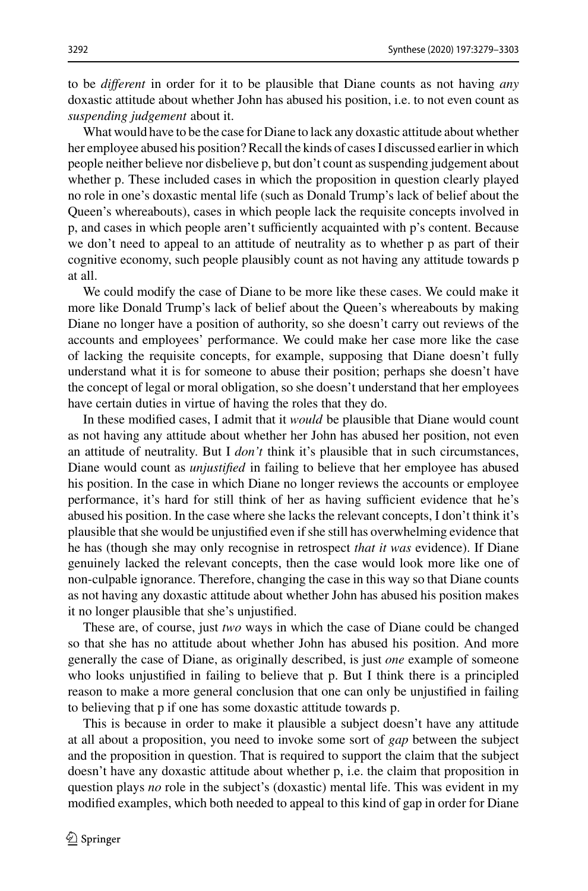to be *different* in order for it to be plausible that Diane counts as not having *any* doxastic attitude about whether John has abused his position, i.e. to not even count as *suspending judgement* about it.

What would have to be the case for Diane to lack any doxastic attitude about whether her employee abused his position? Recall the kinds of cases I discussed earlier in which people neither believe nor disbelieve p, but don't count as suspending judgement about whether p. These included cases in which the proposition in question clearly played no role in one's doxastic mental life (such as Donald Trump's lack of belief about the Queen's whereabouts), cases in which people lack the requisite concepts involved in p, and cases in which people aren't sufficiently acquainted with p's content. Because we don't need to appeal to an attitude of neutrality as to whether p as part of their cognitive economy, such people plausibly count as not having any attitude towards p at all.

We could modify the case of Diane to be more like these cases. We could make it more like Donald Trump's lack of belief about the Queen's whereabouts by making Diane no longer have a position of authority, so she doesn't carry out reviews of the accounts and employees' performance. We could make her case more like the case of lacking the requisite concepts, for example, supposing that Diane doesn't fully understand what it is for someone to abuse their position; perhaps she doesn't have the concept of legal or moral obligation, so she doesn't understand that her employees have certain duties in virtue of having the roles that they do.

In these modified cases, I admit that it *would* be plausible that Diane would count as not having any attitude about whether her John has abused her position, not even an attitude of neutrality. But I *don't* think it's plausible that in such circumstances, Diane would count as *unjustified* in failing to believe that her employee has abused his position. In the case in which Diane no longer reviews the accounts or employee performance, it's hard for still think of her as having sufficient evidence that he's abused his position. In the case where she lacks the relevant concepts, I don't think it's plausible that she would be unjustified even if she still has overwhelming evidence that he has (though she may only recognise in retrospect *that it was* evidence). If Diane genuinely lacked the relevant concepts, then the case would look more like one of non-culpable ignorance. Therefore, changing the case in this way so that Diane counts as not having any doxastic attitude about whether John has abused his position makes it no longer plausible that she's unjustified.

These are, of course, just *two* ways in which the case of Diane could be changed so that she has no attitude about whether John has abused his position. And more generally the case of Diane, as originally described, is just *one* example of someone who looks unjustified in failing to believe that p. But I think there is a principled reason to make a more general conclusion that one can only be unjustified in failing to believing that p if one has some doxastic attitude towards p.

This is because in order to make it plausible a subject doesn't have any attitude at all about a proposition, you need to invoke some sort of *gap* between the subject and the proposition in question. That is required to support the claim that the subject doesn't have any doxastic attitude about whether p, i.e. the claim that proposition in question plays *no* role in the subject's (doxastic) mental life. This was evident in my modified examples, which both needed to appeal to this kind of gap in order for Diane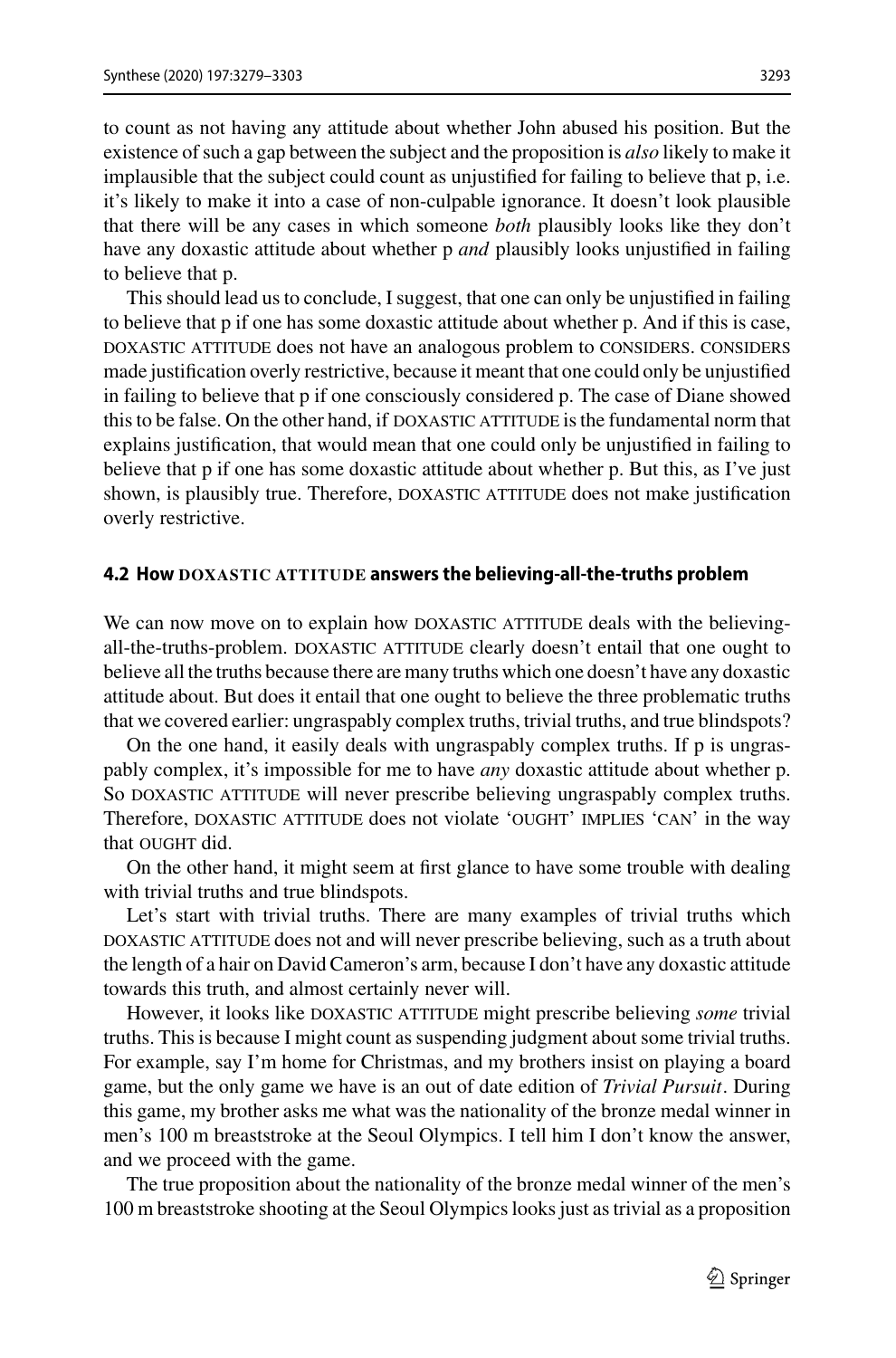to count as not having any attitude about whether John abused his position. But the existence of such a gap between the subject and the proposition is *also* likely to make it implausible that the subject could count as unjustified for failing to believe that p, i.e. it's likely to make it into a case of non-culpable ignorance. It doesn't look plausible that there will be any cases in which someone *both* plausibly looks like they don't have any doxastic attitude about whether p *and* plausibly looks unjustified in failing to believe that p.

This should lead us to conclude, I suggest, that one can only be unjustified in failing to believe that p if one has some doxastic attitude about whether p. And if this is case, DOXASTIC ATTITUDE does not have an analogous problem to CONSIDERS. CONSIDERS made justification overly restrictive, because it meant that one could only be unjustified in failing to believe that p if one consciously considered p. The case of Diane showed this to be false. On the other hand, if DOXASTIC ATTITUDE is the fundamental norm that explains justification, that would mean that one could only be unjustified in failing to believe that p if one has some doxastic attitude about whether p. But this, as I've just shown, is plausibly true. Therefore, DOXASTIC ATTITUDE does not make justification overly restrictive.

### 4.2 How DOXASTIC ATTITUDE answers the believing-all-the-truths problem

We can now move on to explain how DOXASTIC ATTITUDE deals with the believing-all-the-truths-problem. DOXASTIC ATTITUDE clearly doesn't entail that one ought to believe all the truths because there are many truths which one doesn't have any doxastic attitude about. But does it entail that one ought to believe the three problematic truths that we covered earlier: ungraspably complex truths, trivial truths, and true blindspots?

On the one hand, it easily deals with ungraspably complex truths. If p is ungraspably complex, it's impossible for me to have *any* doxastic attitude about whether p. So DOXASTIC ATTITUDE will never prescribe believing ungraspably complex truths. Therefore, DOXASTIC ATTITUDE does not violate 'OUGHT' IMPLIES 'CAN' in the way that OUGHT did.

On the other hand, it might seem at first glance to have some trouble with dealing with trivial truths and true blindspots.

Let's start with trivial truths. There are many examples of trivial truths which DOXASTIC ATTITUDE does not and will never prescribe believing, such as a truth about the length of a hair on David Cameron's arm, because I don't have any doxastic attitude towards this truth, and almost certainly never will.

However, it looks like DOXASTIC ATTITUDE might prescribe believing *some* trivial truths. This is because I might count as suspending judgment about some trivial truths. For example, say I'm home for Christmas, and my brothers insist on playing a board game, but the only game we have is an out of date edition of *Trivial Pursuit*. During this game, my brother asks me what was the nationality of the bronze medal winner in men's 100 m breaststroke at the Seoul Olympics. I tell him I don't know the answer, and we proceed with the game.

The true proposition about the nationality of the bronze medal winner of the men's 100 m breaststroke shooting at the Seoul Olympics looks just as trivial as a proposition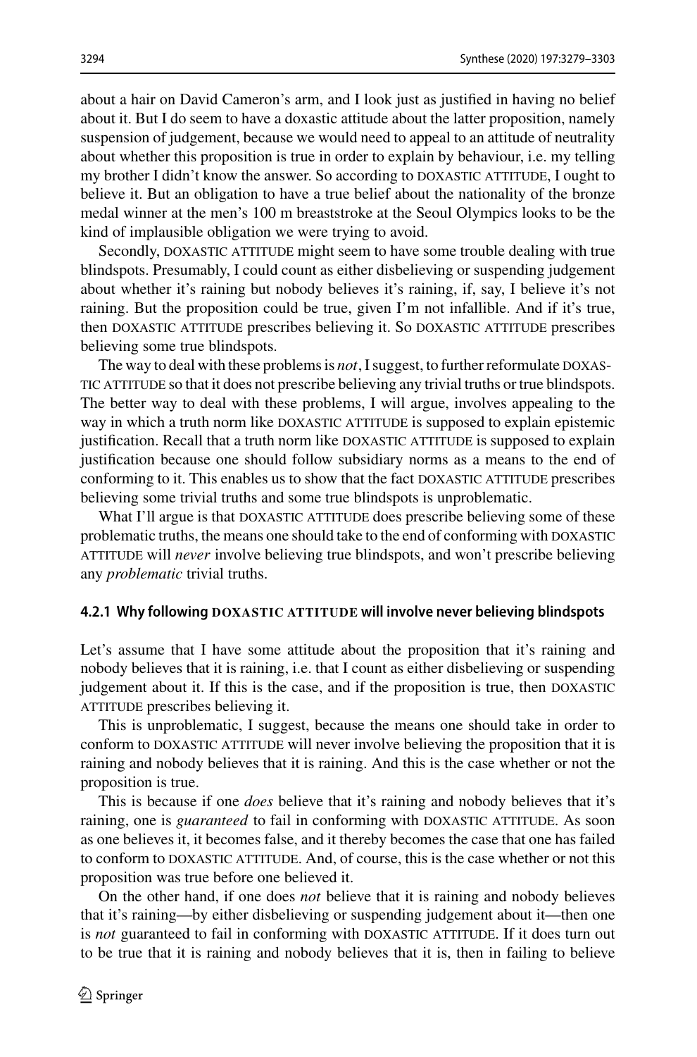about a hair on David Cameron's arm, and I look just as justified in having no belief about it. But I do seem to have a doxastic attitude about the latter proposition, namely suspension of judgement, because we would need to appeal to an attitude of neutrality about whether this proposition is true in order to explain by behaviour, i.e. my telling my brother I didn't know the answer. So according to DOXASTIC ATTITUDE, I ought to believe it. But an obligation to have a true belief about the nationality of the bronze medal winner at the men's 100 m breaststroke at the Seoul Olympics looks to be the kind of implausible obligation we were trying to avoid.

Secondly, DOXASTIC ATTITUDE might seem to have some trouble dealing with true blindspots. Presumably, I could count as either disbelieving or suspending judgement about whether it's raining but nobody believes it's raining, if, say, I believe it's not raining. But the proposition could be true, given I'm not infallible. And if it's true, then DOXASTIC ATTITUDE prescribes believing it. So DOXASTIC ATTITUDE prescribes believing some true blindspots.

The way to deal with these problems is *not*, I suggest, to further reformulate DOXASTIC ATTITUDE so that it does not prescribe believing any trivial truths or true blindspots. The better way to deal with these problems, I will argue, involves appealing to the way in which a truth norm like DOXASTIC ATTITUDE is supposed to explain epistemic justification. Recall that a truth norm like DOXASTIC ATTITUDE is supposed to explain justification because one should follow subsidiary norms as a means to the end of conforming to it. This enables us to show that the fact DOXASTIC ATTITUDE prescribes believing some trivial truths and some true blindspots is unproblematic.

What I'll argue is that DOXASTIC ATTITUDE does prescribe believing some of these problematic truths, the means one should take to the end of conforming with DOXASTIC ATTITUDE will *never* involve believing true blindspots, and won't prescribe believing any *problematic* trivial truths.

#### 4.2.1 Why following DOXASTIC ATTITUDE will involve never believing blindspots

Let's assume that I have some attitude about the proposition that it's raining and nobody believes that it is raining, i.e. that I count as either disbelieving or suspending judgement about it. If this is the case, and if the proposition is true, then DOXASTIC ATTITUDE prescribes believing it.

This is unproblematic, I suggest, because the means one should take in order to conform to DOXASTIC ATTITUDE will never involve believing the proposition that it is raining and nobody believes that it is raining. And this is the case whether or not the proposition is true.

This is because if one *does* believe that it's raining and nobody believes that it's raining, one is *guaranteed* to fail in conforming with DOXASTIC ATTITUDE. As soon as one believes it, it becomes false, and it thereby becomes the case that one has failed to conform to DOXASTIC ATTITUDE. And, of course, this is the case whether or not this proposition was true before one believed it.

On the other hand, if one does *not* believe that it is raining and nobody believes that it's raining—by either disbelieving or suspending judgement about it—then one is *not* guaranteed to fail in conforming with DOXASTIC ATTITUDE. If it does turn out to be true that it is raining and nobody believes that it is, then in failing to believe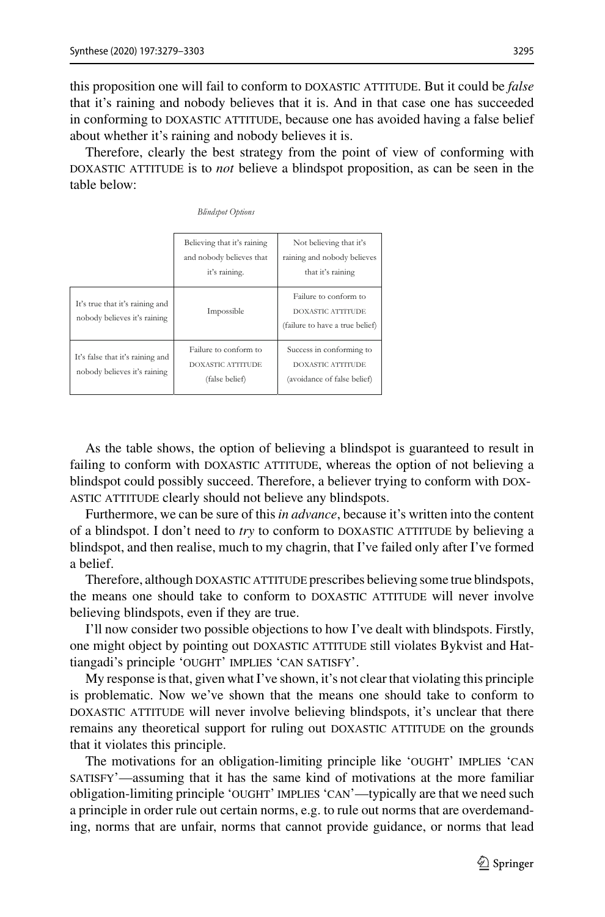this proposition one will fail to conform to DOXASTIC ATTITUDE. But it could be *false* that it's raining and nobody believes that it is. And in that case one has succeeded in conforming to DOXASTIC ATTITUDE, because one has avoided having a false belief about whether it's raining and nobody believes it is.

Therefore, clearly the best strategy from the point of view of conforming with DOXASTIC ATTITUDE is to *not* believe a blindspot proposition, as can be seen in the table below:

*Blindspot Options*

| | Believing that it's raining and nobody believes that it's raining. | Not believing that it's raining and nobody believes that it's raining |
|---|---|---|
| It's true that it's raining and nobody believes it's raining | Impossible | Failure to conform to DOXASTIC ATTITUDE (failure to have a true belief) |
| It's false that it's raining and nobody believes it's raining | Failure to conform to DOXASTIC ATTITUDE (false belief) | Success in conforming to DOXASTIC ATTITUDE (avoidance of false belief) |

As the table shows, the option of believing a blindspot is guaranteed to result in failing to conform with DOXASTIC ATTITUDE, whereas the option of not believing a blindspot could possibly succeed. Therefore, a believer trying to conform with DOXASTIC ATTITUDE clearly should not believe any blindspots.

Furthermore, we can be sure of this *in advance*, because it's written into the content of a blindspot. I don't need to *try* to conform to DOXASTIC ATTITUDE by believing a blindspot, and then realise, much to my chagrin, that I've failed only after I've formed a belief.

Therefore, although DOXASTIC ATTITUDE prescribes believing some true blindspots, the means one should take to conform to DOXASTIC ATTITUDE will never involve believing blindspots, even if they are true.

I'll now consider two possible objections to how I've dealt with blindspots. Firstly, one might object by pointing out DOXASTIC ATTITUDE still violates Bykvist and Hattiangadi's principle 'OUGHT' IMPLIES 'CAN SATISFY'.

My response is that, given what I've shown, it's not clear that violating this principle is problematic. Now we've shown that the means one should take to conform to DOXASTIC ATTITUDE will never involve believing blindspots, it's unclear that there remains any theoretical support for ruling out DOXASTIC ATTITUDE on the grounds that it violates this principle.

The motivations for an obligation-limiting principle like 'OUGHT' IMPLIES 'CAN SATISFY'—assuming that it has the same kind of motivations at the more familiar obligation-limiting principle 'OUGHT' IMPLIES 'CAN'—typically are that we need such a principle in order rule out certain norms, e.g. to rule out norms that are overdemanding, norms that are unfair, norms that cannot provide guidance, or norms that lead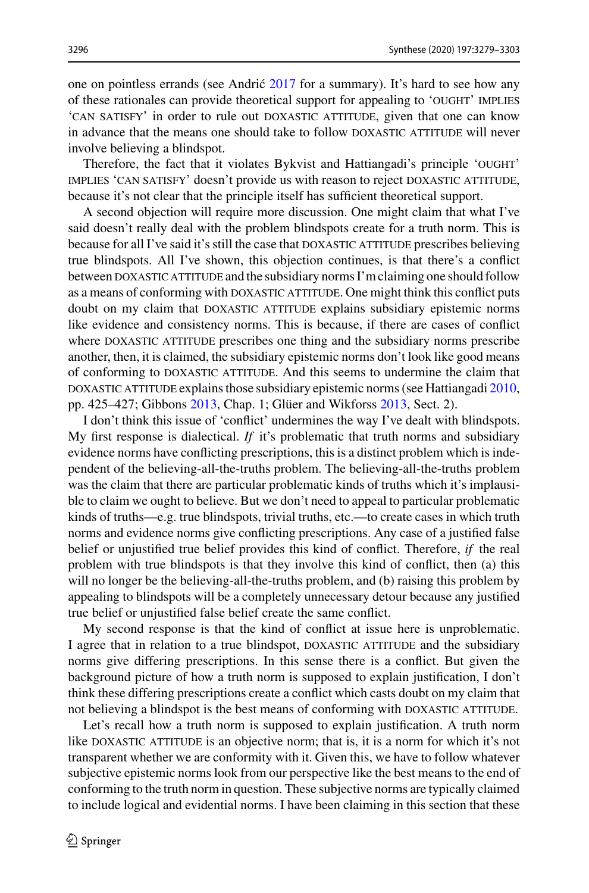one on pointless errands (see Andrić 2017 for a summary). It's hard to see how any of these rationales can provide theoretical support for appealing to 'OUGHT' IMPLIES 'CAN SATISFY' in order to rule out DOXASTIC ATTITUDE, given that one can know in advance that the means one should take to follow DOXASTIC ATTITUDE will never involve believing a blindspot.

Therefore, the fact that it violates Bykvist and Hattiangadi's principle 'OUGHT' IMPLIES 'CAN SATISFY' doesn't provide us with reason to reject DOXASTIC ATTITUDE, because it's not clear that the principle itself has sufficient theoretical support.

A second objection will require more discussion. One might claim that what I've said doesn't really deal with the problem blindspots create for a truth norm. This is because for all I've said it's still the case that DOXASTIC ATTITUDE prescribes believing true blindspots. All I've shown, this objection continues, is that there's a conflict between DOXASTIC ATTITUDE and the subsidiary norms I'm claiming one should follow as a means of conforming with DOXASTIC ATTITUDE. One might think this conflict puts doubt on my claim that DOXASTIC ATTITUDE explains subsidiary epistemic norms like evidence and consistency norms. This is because, if there are cases of conflict where DOXASTIC ATTITUDE prescribes one thing and the subsidiary norms prescribe another, then, it is claimed, the subsidiary epistemic norms don't look like good means of conforming to DOXASTIC ATTITUDE. And this seems to undermine the claim that DOXASTIC ATTITUDE explains those subsidiary epistemic norms (see Hattiangadi 2010, pp. 425–427; Gibbons 2013, Chap. 1; Glüer and Wikforss 2013, Sect. 2).

I don't think this issue of 'conflict' undermines the way I've dealt with blindspots. My first response is dialectical. *If* it's problematic that truth norms and subsidiary evidence norms have conflicting prescriptions, this is a distinct problem which is independent of the believing-all-the-truths problem. The believing-all-the-truths problem was the claim that there are particular problematic kinds of truths which it's implausible to claim we ought to believe. But we don't need to appeal to particular problematic kinds of truths—e.g. true blindspots, trivial truths, etc.—to create cases in which truth norms and evidence norms give conflicting prescriptions. Any case of a justified false belief or unjustified true belief provides this kind of conflict. Therefore, *if* the real problem with true blindspots is that they involve this kind of conflict, then (a) this will no longer be the believing-all-the-truths problem, and (b) raising this problem by appealing to blindspots will be a completely unnecessary detour because any justified true belief or unjustified false belief create the same conflict.

My second response is that the kind of conflict at issue here is unproblematic. I agree that in relation to a true blindspot, DOXASTIC ATTITUDE and the subsidiary norms give differing prescriptions. In this sense there is a conflict. But given the background picture of how a truth norm is supposed to explain justification, I don't think these differing prescriptions create a conflict which casts doubt on my claim that not believing a blindspot is the best means of conforming with DOXASTIC ATTITUDE.

Let's recall how a truth norm is supposed to explain justification. A truth norm like DOXASTIC ATTITUDE is an objective norm; that is, it is a norm for which it's not transparent whether we are conformity with it. Given this, we have to follow whatever subjective epistemic norms look from our perspective like the best means to the end of conforming to the truth norm in question. These subjective norms are typically claimed to include logical and evidential norms. I have been claiming in this section that these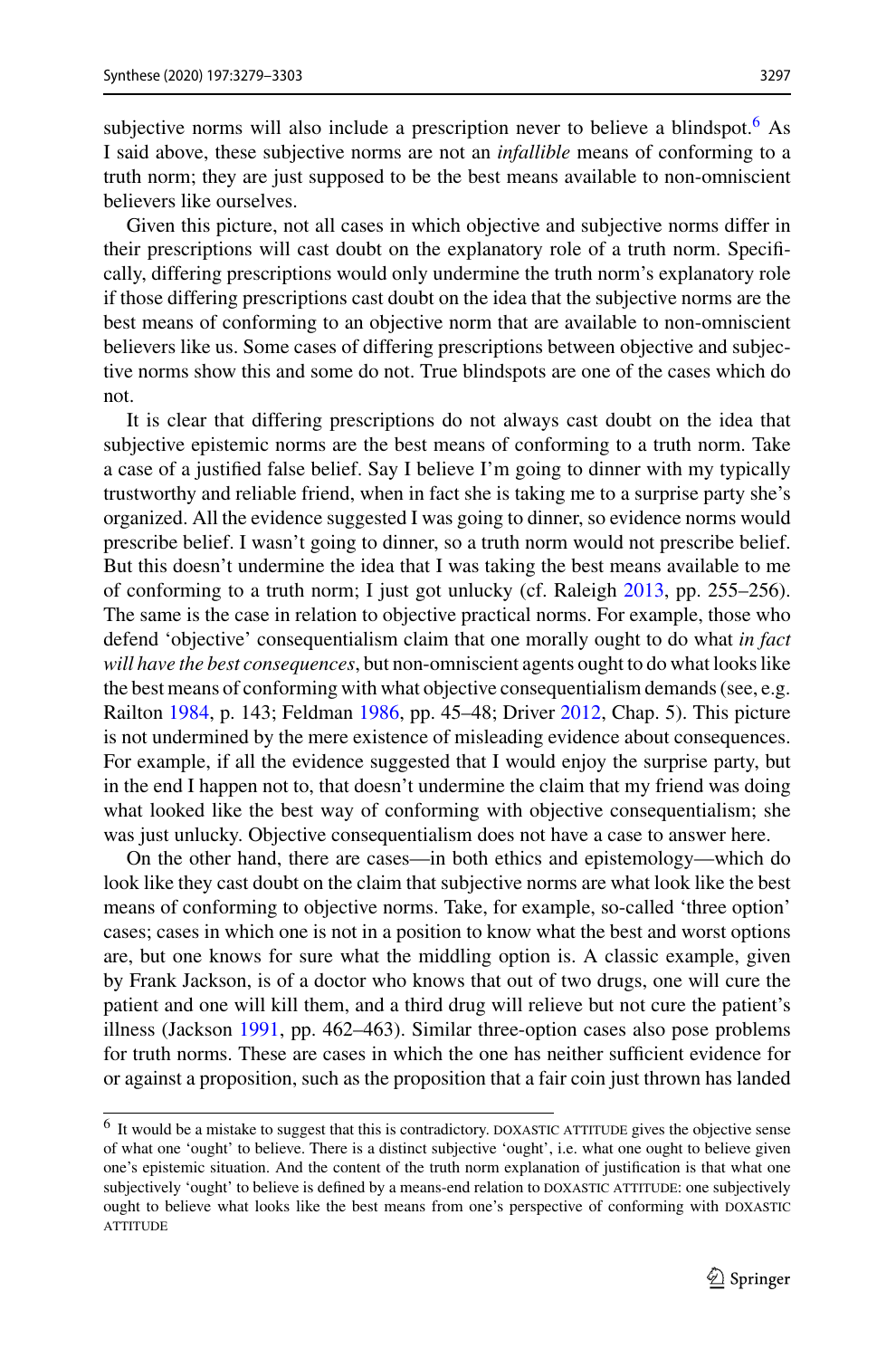subjective norms will also include a prescription never to believe a blindspot.[6] As I said above, these subjective norms are not an *infallible* means of conforming to a truth norm; they are just supposed to be the best means available to non-omniscient believers like ourselves.

Given this picture, not all cases in which objective and subjective norms differ in their prescriptions will cast doubt on the explanatory role of a truth norm. Specifically, differing prescriptions would only undermine the truth norm's explanatory role if those differing prescriptions cast doubt on the idea that the subjective norms are the best means of conforming to an objective norm that are available to non-omniscient believers like us. Some cases of differing prescriptions between objective and subjective norms show this and some do not. True blindspots are one of the cases which do not.

It is clear that differing prescriptions do not always cast doubt on the idea that subjective epistemic norms are the best means of conforming to a truth norm. Take a case of a justified false belief. Say I believe I'm going to dinner with my typically trustworthy and reliable friend, when in fact she is taking me to a surprise party she's organized. All the evidence suggested I was going to dinner, so evidence norms would prescribe belief. I wasn't going to dinner, so a truth norm would not prescribe belief. But this doesn't undermine the idea that I was taking the best means available to me of conforming to a truth norm; I just got unlucky (cf. Raleigh 2013, pp. 255–256). The same is the case in relation to objective practical norms. For example, those who defend 'objective' consequentialism claim that one morally ought to do what *in fact will have the best consequences*, but non-omniscient agents ought to do what looks like the best means of conforming with what objective consequentialism demands (see, e.g. Railton 1984, p. 143; Feldman 1986, pp. 45–48; Driver 2012, Chap. 5). This picture is not undermined by the mere existence of misleading evidence about consequences. For example, if all the evidence suggested that I would enjoy the surprise party, but in the end I happen not to, that doesn't undermine the claim that my friend was doing what looked like the best way of conforming with objective consequentialism; she was just unlucky. Objective consequentialism does not have a case to answer here.

On the other hand, there are cases—in both ethics and epistemology—which do look like they cast doubt on the claim that subjective norms are what look like the best means of conforming to objective norms. Take, for example, so-called 'three option' cases; cases in which one is not in a position to know what the best and worst options are, but one knows for sure what the middling option is. A classic example, given by Frank Jackson, is of a doctor who knows that out of two drugs, one will cure the patient and one will kill them, and a third drug will relieve but not cure the patient's illness (Jackson 1991, pp. 462–463). Similar three-option cases also pose problems for truth norms. These are cases in which the one has neither sufficient evidence for or against a proposition, such as the proposition that a fair coin just thrown has landed

---

[6] It would be a mistake to suggest that this is contradictory. DOXASTIC ATTITUDE gives the objective sense of what one 'ought' to believe. There is a distinct subjective 'ought', i.e. what one ought to believe given one's epistemic situation. And the content of the truth norm explanation of justification is that what one subjectively 'ought' to believe is defined by a means-end relation to DOXASTIC ATTITUDE: one subjectively ought to believe what looks like the best means from one's perspective of conforming with DOXASTIC ATTITUDE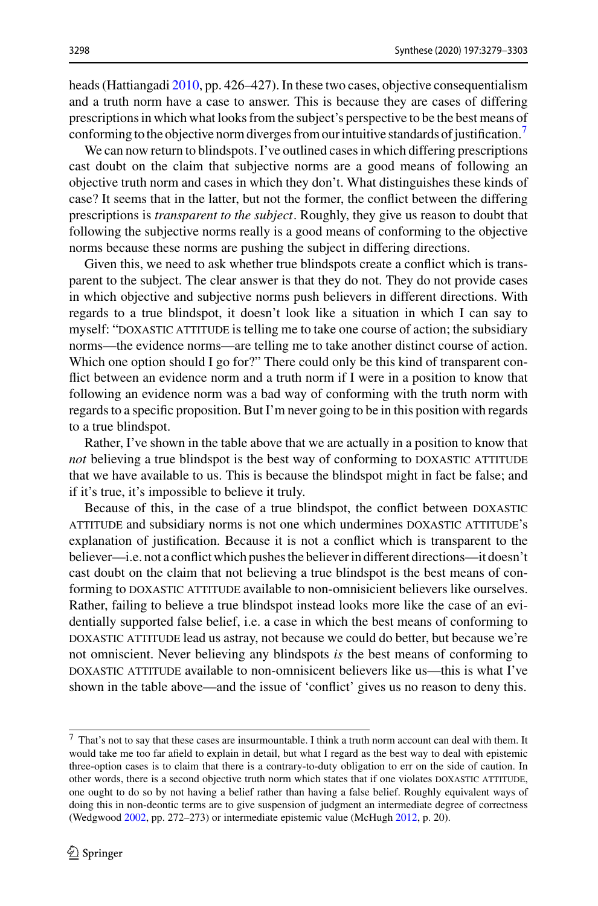heads (Hattiangadi 2010, pp. 426–427). In these two cases, objective consequentialism and a truth norm have a case to answer. This is because they are cases of differing prescriptions in which what looks from the subject's perspective to be the best means of conforming to the objective norm diverges from our intuitive standards of justification.[7]

We can now return to blindspots. I've outlined cases in which differing prescriptions cast doubt on the claim that subjective norms are a good means of following an objective truth norm and cases in which they don't. What distinguishes these kinds of case? It seems that in the latter, but not the former, the conflict between the differing prescriptions is *transparent to the subject*. Roughly, they give us reason to doubt that following the subjective norms really is a good means of conforming to the objective norms because these norms are pushing the subject in differing directions.

Given this, we need to ask whether true blindspots create a conflict which is transparent to the subject. The clear answer is that they do not. They do not provide cases in which objective and subjective norms push believers in different directions. With regards to a true blindspot, it doesn't look like a situation in which I can say to myself: "DOXASTIC ATTITUDE is telling me to take one course of action; the subsidiary norms—the evidence norms—are telling me to take another distinct course of action. Which one option should I go for?" There could only be this kind of transparent conflict between an evidence norm and a truth norm if I were in a position to know that following an evidence norm was a bad way of conforming with the truth norm with regards to a specific proposition. But I'm never going to be in this position with regards to a true blindspot.

Rather, I've shown in the table above that we are actually in a position to know that *not* believing a true blindspot is the best way of conforming to DOXASTIC ATTITUDE that we have available to us. This is because the blindspot might in fact be false; and if it's true, it's impossible to believe it truly.

Because of this, in the case of a true blindspot, the conflict between DOXASTIC ATTITUDE and subsidiary norms is not one which undermines DOXASTIC ATTITUDE's explanation of justification. Because it is not a conflict which is transparent to the believer—i.e. not a conflict which pushes the believer in different directions—it doesn't cast doubt on the claim that not believing a true blindspot is the best means of conforming to DOXASTIC ATTITUDE available to non-omniscient believers like ourselves. Rather, failing to believe a true blindspot instead looks more like the case of an evidentially supported false belief, i.e. a case in which the best means of conforming to DOXASTIC ATTITUDE lead us astray, not because we could do better, but because we're not omniscient. Never believing any blindspots *is* the best means of conforming to DOXASTIC ATTITUDE available to non-omnisicent believers like us—this is what I've shown in the table above—and the issue of 'conflict' gives us no reason to deny this.

---

[7] That's not to say that these cases are insurmountable. I think a truth norm account can deal with them. It would take me too far afield to explain in detail, but what I regard as the best way to deal with epistemic three-option cases is to claim that there is a contrary-to-duty obligation to err on the side of caution. In other words, there is a second objective truth norm which states that if one violates DOXASTIC ATTITUDE, one ought to do so by not having a belief rather than having a false belief. Roughly equivalent ways of doing this in non-deontic terms are to give suspension of judgment an intermediate degree of correctness (Wedgwood 2002, pp. 272–273) or intermediate epistemic value (McHugh 2012, p. 20).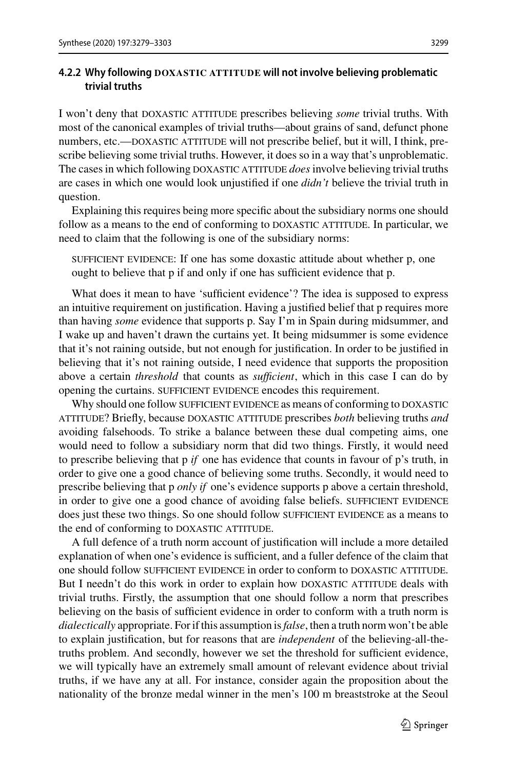#### 4.2.2 Why following DOXASTIC ATTITUDE will not involve believing problematic trivial truths

I won't deny that DOXASTIC ATTITUDE prescribes believing *some* trivial truths. With most of the canonical examples of trivial truths—about grains of sand, defunct phone numbers, etc.—DOXASTIC ATTITUDE will not prescribe belief, but it will, I think, prescribe believing some trivial truths. However, it does so in a way that's unproblematic. The cases in which following DOXASTIC ATTITUDE *does* involve believing trivial truths are cases in which one would look unjustified if one *didn't* believe the trivial truth in question.

Explaining this requires being more specific about the subsidiary norms one should follow as a means to the end of conforming to DOXASTIC ATTITUDE. In particular, we need to claim that the following is one of the subsidiary norms:

> SUFFICIENT EVIDENCE: If one has some doxastic attitude about whether p, one ought to believe that p if and only if one has sufficient evidence that p.

What does it mean to have 'sufficient evidence'? The idea is supposed to express an intuitive requirement on justification. Having a justified belief that p requires more than having *some* evidence that supports p. Say I'm in Spain during midsummer, and I wake up and haven't drawn the curtains yet. It being midsummer is some evidence that it's not raining outside, but not enough for justification. In order to be justified in believing that it's not raining outside, I need evidence that supports the proposition above a certain *threshold* that counts as *sufficient*, which in this case I can do by opening the curtains. SUFFICIENT EVIDENCE encodes this requirement.

Why should one follow SUFFICIENT EVIDENCE as means of conforming to DOXASTIC ATTITUDE? Briefly, because DOXASTIC ATTITUDE prescribes *both* believing truths *and* avoiding falsehoods. To strike a balance between these dual competing aims, one would need to follow a subsidiary norm that did two things. Firstly, it would need to prescribe believing that p *if* one has evidence that counts in favour of p's truth, in order to give one a good chance of believing some truths. Secondly, it would need to prescribe believing that p *only if* one's evidence supports p above a certain threshold, in order to give one a good chance of avoiding false beliefs. SUFFICIENT EVIDENCE does just these two things. So one should follow SUFFICIENT EVIDENCE as a means to the end of conforming to DOXASTIC ATTITUDE.

A full defence of a truth norm account of justification will include a more detailed explanation of when one's evidence is sufficient, and a fuller defence of the claim that one should follow SUFFICIENT EVIDENCE in order to conform to DOXASTIC ATTITUDE. But I needn't do this work in order to explain how DOXASTIC ATTITUDE deals with trivial truths. Firstly, the assumption that one should follow a norm that prescribes believing on the basis of sufficient evidence in order to conform with a truth norm is *dialectically* appropriate. For if this assumption is *false*, then a truth norm won't be able to explain justification, but for reasons that are *independent* of the believing-all-the-truths problem. And secondly, however we set the threshold for sufficient evidence, we will typically have an extremely small amount of relevant evidence about trivial truths, if we have any at all. For instance, consider again the proposition about the nationality of the bronze medal winner in the men's 100 m breaststroke at the Seoul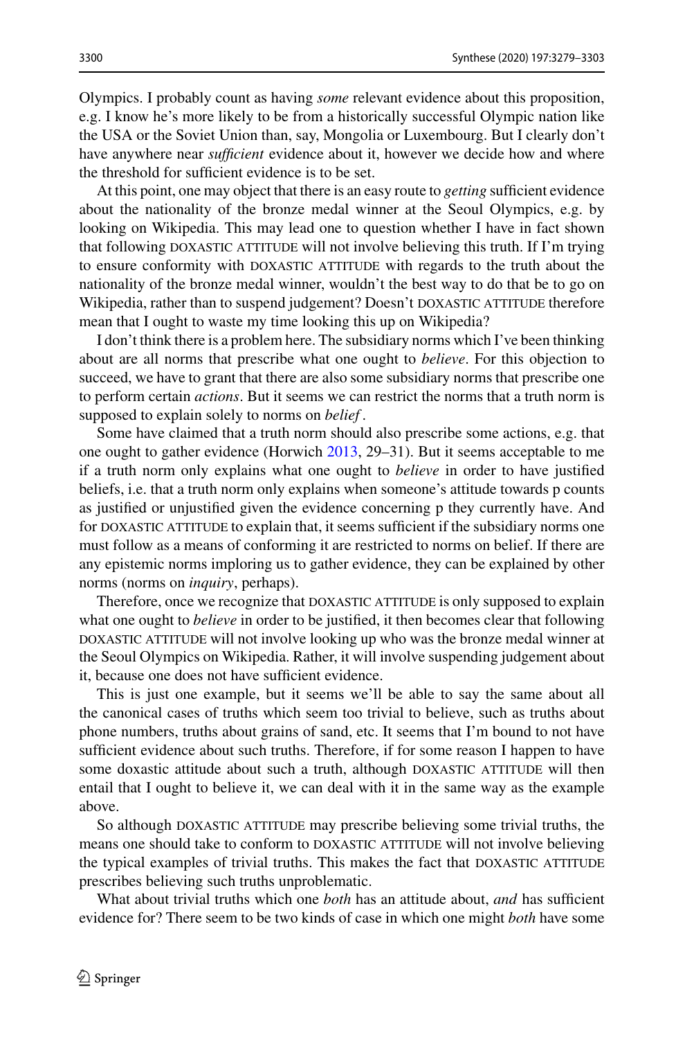Olympics. I probably count as having *some* relevant evidence about this proposition, e.g. I know he's more likely to be from a historically successful Olympic nation like the USA or the Soviet Union than, say, Mongolia or Luxembourg. But I clearly don't have anywhere near *sufficient* evidence about it, however we decide how and where the threshold for sufficient evidence is to be set.

At this point, one may object that there is an easy route to *getting* sufficient evidence about the nationality of the bronze medal winner at the Seoul Olympics, e.g. by looking on Wikipedia. This may lead one to question whether I have in fact shown that following DOXASTIC ATTITUDE will not involve believing this truth. If I'm trying to ensure conformity with DOXASTIC ATTITUDE with regards to the truth about the nationality of the bronze medal winner, wouldn't the best way to do that be to go on Wikipedia, rather than to suspend judgement? Doesn't DOXASTIC ATTITUDE therefore mean that I ought to waste my time looking this up on Wikipedia?

I don't think there is a problem here. The subsidiary norms which I've been thinking about are all norms that prescribe what one ought to *believe*. For this objection to succeed, we have to grant that there are also some subsidiary norms that prescribe one to perform certain *actions*. But it seems we can restrict the norms that a truth norm is supposed to explain solely to norms on *belief*.

Some have claimed that a truth norm should also prescribe some actions, e.g. that one ought to gather evidence (Horwich 2013, 29–31). But it seems acceptable to me if a truth norm only explains what one ought to *believe* in order to have justified beliefs, i.e. that a truth norm only explains when someone's attitude towards p counts as justified or unjustified given the evidence concerning p they currently have. And for DOXASTIC ATTITUDE to explain that, it seems sufficient if the subsidiary norms one must follow as a means of conforming it are restricted to norms on belief. If there are any epistemic norms imploring us to gather evidence, they can be explained by other norms (norms on *inquiry*, perhaps).

Therefore, once we recognize that DOXASTIC ATTITUDE is only supposed to explain what one ought to *believe* in order to be justified, it then becomes clear that following DOXASTIC ATTITUDE will not involve looking up who was the bronze medal winner at the Seoul Olympics on Wikipedia. Rather, it will involve suspending judgement about it, because one does not have sufficient evidence.

This is just one example, but it seems we'll be able to say the same about all the canonical cases of truths which seem too trivial to believe, such as truths about phone numbers, truths about grains of sand, etc. It seems that I'm bound to not have sufficient evidence about such truths. Therefore, if for some reason I happen to have some doxastic attitude about such a truth, although DOXASTIC ATTITUDE will then entail that I ought to believe it, we can deal with it in the same way as the example above.

So although DOXASTIC ATTITUDE may prescribe believing some trivial truths, the means one should take to conform to DOXASTIC ATTITUDE will not involve believing the typical examples of trivial truths. This makes the fact that DOXASTIC ATTITUDE prescribes believing such truths unproblematic.

What about trivial truths which one *both* has an attitude about, *and* has sufficient evidence for? There seem to be two kinds of case in which one might *both* have some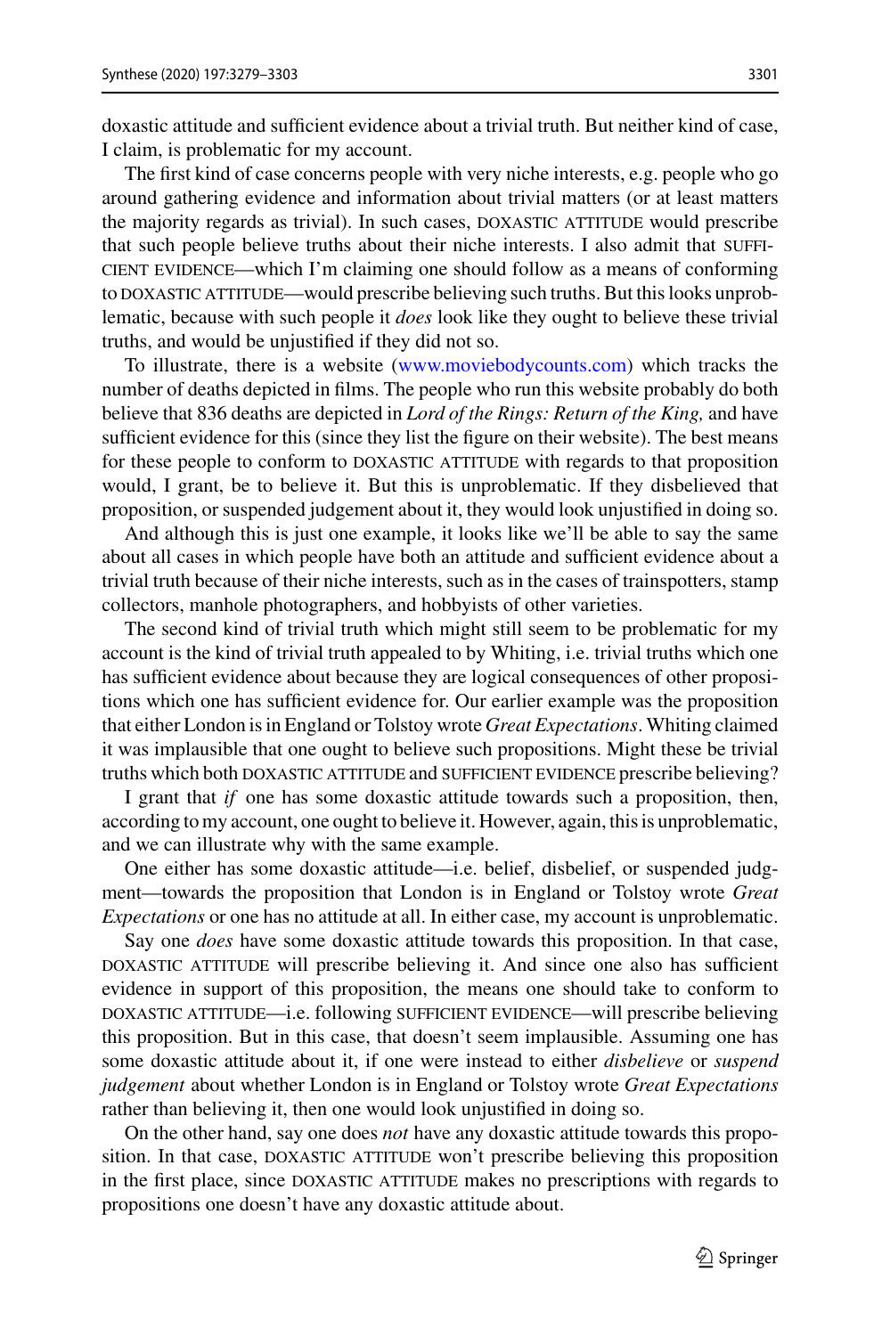doxastic attitude and sufficient evidence about a trivial truth. But neither kind of case, I claim, is problematic for my account.

The first kind of case concerns people with very niche interests, e.g. people who go around gathering evidence and information about trivial matters (or at least matters the majority regards as trivial). In such cases, DOXASTIC ATTITUDE would prescribe that such people believe truths about their niche interests. I also admit that SUFFICIENT EVIDENCE—which I'm claiming one should follow as a means of conforming to DOXASTIC ATTITUDE—would prescribe believing such truths. But this looks unproblematic, because with such people it *does* look like they ought to believe these trivial truths, and would be unjustified if they did not so.

To illustrate, there is a website (www.moviebodycounts.com) which tracks the number of deaths depicted in films. The people who run this website probably do both believe that 836 deaths are depicted in *Lord of the Rings: Return of the King,* and have sufficient evidence for this (since they list the figure on their website). The best means for these people to conform to DOXASTIC ATTITUDE with regards to that proposition would, I grant, be to believe it. But this is unproblematic. If they disbelieved that proposition, or suspended judgement about it, they would look unjustified in doing so.

And although this is just one example, it looks like we'll be able to say the same about all cases in which people have both an attitude and sufficient evidence about a trivial truth because of their niche interests, such as in the cases of trainspotters, stamp collectors, manhole photographers, and hobbyists of other varieties.

The second kind of trivial truth which might still seem to be problematic for my account is the kind of trivial truth appealed to by Whiting, i.e. trivial truths which one has sufficient evidence about because they are logical consequences of other propositions which one has sufficient evidence for. Our earlier example was the proposition that either London is in England or Tolstoy wrote *Great Expectations*. Whiting claimed it was implausible that one ought to believe such propositions. Might these be trivial truths which both DOXASTIC ATTITUDE and SUFFICIENT EVIDENCE prescribe believing?

I grant that *if* one has some doxastic attitude towards such a proposition, then, according to my account, one ought to believe it. However, again, this is unproblematic, and we can illustrate why with the same example.

One either has some doxastic attitude—i.e. belief, disbelief, or suspended judgment—towards the proposition that London is in England or Tolstoy wrote *Great Expectations* or one has no attitude at all. In either case, my account is unproblematic.

Say one *does* have some doxastic attitude towards this proposition. In that case, DOXASTIC ATTITUDE will prescribe believing it. And since one also has sufficient evidence in support of this proposition, the means one should take to conform to DOXASTIC ATTITUDE—i.e. following SUFFICIENT EVIDENCE—will prescribe believing this proposition. But in this case, that doesn't seem implausible. Assuming one has some doxastic attitude about it, if one were instead to either *disbelieve* or *suspend judgement* about whether London is in England or Tolstoy wrote *Great Expectations* rather than believing it, then one would look unjustified in doing so.

On the other hand, say one does *not* have any doxastic attitude towards this proposition. In that case, DOXASTIC ATTITUDE won't prescribe believing this proposition in the first place, since DOXASTIC ATTITUDE makes no prescriptions with regards to propositions one doesn't have any doxastic attitude about.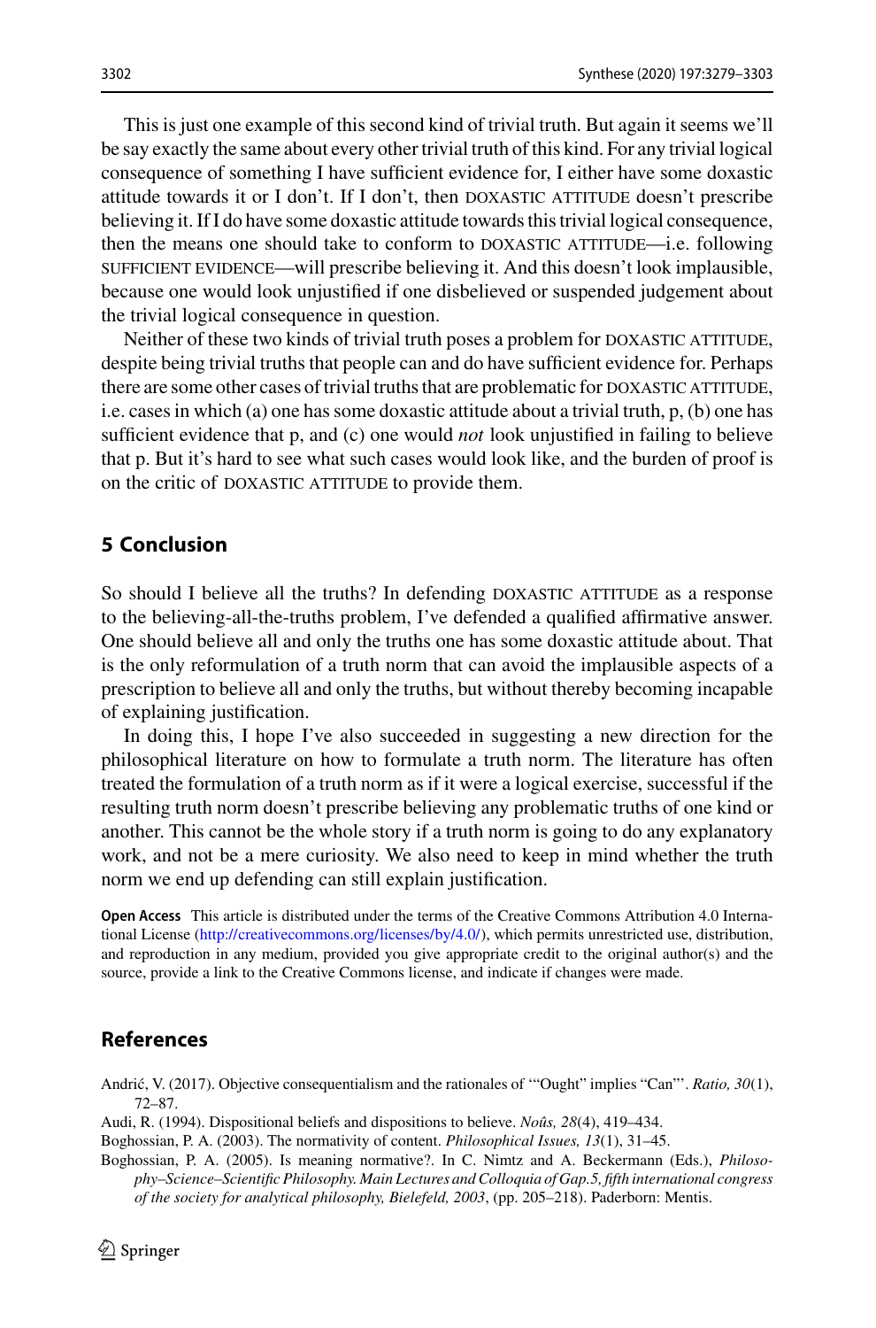This is just one example of this second kind of trivial truth. But again it seems we'll be say exactly the same about every other trivial truth of this kind. For any trivial logical consequence of something I have sufficient evidence for, I either have some doxastic attitude towards it or I don't. If I don't, then DOXASTIC ATTITUDE doesn't prescribe believing it. If I do have some doxastic attitude towards this trivial logical consequence, then the means one should take to conform to DOXASTIC ATTITUDE—i.e. following SUFFICIENT EVIDENCE—will prescribe believing it. And this doesn't look implausible, because one would look unjustified if one disbelieved or suspended judgement about the trivial logical consequence in question.

Neither of these two kinds of trivial truth poses a problem for DOXASTIC ATTITUDE, despite being trivial truths that people can and do have sufficient evidence for. Perhaps there are some other cases of trivial truths that are problematic for DOXASTIC ATTITUDE, i.e. cases in which (a) one has some doxastic attitude about a trivial truth, p, (b) one has sufficient evidence that p, and (c) one would *not* look unjustified in failing to believe that p. But it's hard to see what such cases would look like, and the burden of proof is on the critic of DOXASTIC ATTITUDE to provide them.

## 5 Conclusion

So should I believe all the truths? In defending DOXASTIC ATTITUDE as a response to the believing-all-the-truths problem, I've defended a qualified affirmative answer. One should believe all and only the truths one has some doxastic attitude about. That is the only reformulation of a truth norm that can avoid the implausible aspects of a prescription to believe all and only the truths, but without thereby becoming incapable of explaining justification.

In doing this, I hope I've also succeeded in suggesting a new direction for the philosophical literature on how to formulate a truth norm. The literature has often treated the formulation of a truth norm as if it were a logical exercise, successful if the resulting truth norm doesn't prescribe believing any problematic truths of one kind or another. This cannot be the whole story if a truth norm is going to do any explanatory work, and not be a mere curiosity. We also need to keep in mind whether the truth norm we end up defending can still explain justification.

**Open Access** This article is distributed under the terms of the Creative Commons Attribution 4.0 International License (http://creativecommons.org/licenses/by/4.0/), which permits unrestricted use, distribution, and reproduction in any medium, provided you give appropriate credit to the original author(s) and the source, provide a link to the Creative Commons license, and indicate if changes were made.

## References

Andrić, V. (2017). Objective consequentialism and the rationales of '"Ought" implies "Can"'. *Ratio, 30*(1), 72–87.

Audi, R. (1994). Dispositional beliefs and dispositions to believe. *Noûs, 28*(4), 419–434.

Boghossian, P. A. (2003). The normativity of content. *Philosophical Issues, 13*(1), 31–45.

Boghossian, P. A. (2005). Is meaning normative?. In C. Nimtz and A. Beckermann (Eds.), *Philosophy–Science–Scientific Philosophy. Main Lectures and Colloquia of Gap.5, fifth international congress of the society for analytical philosophy, Bielefeld, 2003*, (pp. 205–218). Paderborn: Mentis.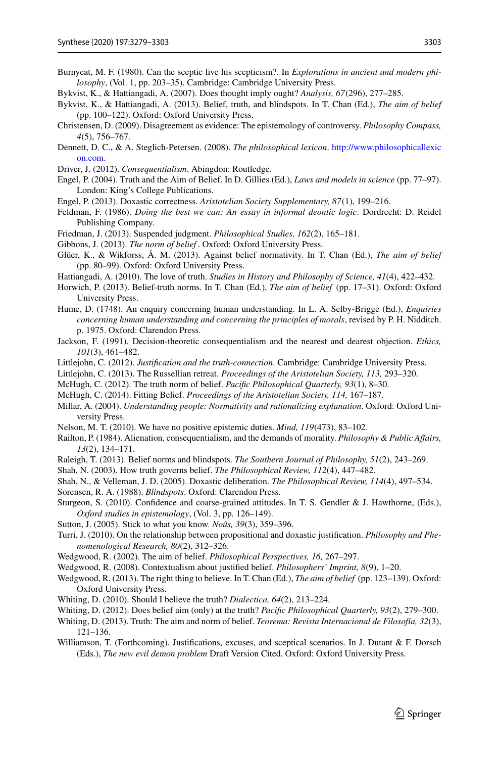Burnyeat, M. F. (1980). Can the sceptic live his scepticism?. In *Explorations in ancient and modern philosophy*, (Vol. 1, pp. 203–35). Cambridge: Cambridge University Press.

Bykvist, K., & Hattiangadi, A. (2007). Does thought imply ought? *Analysis, 67*(296), 277–285.

Bykvist, K., & Hattiangadi, A. (2013). Belief, truth, and blindspots. In T. Chan (Ed.), *The aim of belief* (pp. 100–122). Oxford: Oxford University Press.

Christensen, D. (2009). Disagreement as evidence: The epistemology of controversy. *Philosophy Compass, 4*(5), 756–767.

Dennett, D. C., & A. Steglich-Petersen. (2008). *The philosophical lexicon*. http://www.philosophicallexicon.com.

Driver, J. (2012). *Consequentialism*. Abingdon: Routledge.

Engel, P. (2004). Truth and the Aim of Belief. In D. Gillies (Ed.), *Laws and models in science* (pp. 77–97). London: King's College Publications.

Engel, P. (2013). Doxastic correctness. *Aristotelian Society Supplementary, 87*(1), 199–216.

Feldman, F. (1986). *Doing the best we can: An essay in informal deontic logic*. Dordrecht: D. Reidel Publishing Company.

Friedman, J. (2013). Suspended judgment. *Philosophical Studies, 162*(2), 165–181.

Gibbons, J. (2013). *The norm of belief*. Oxford: Oxford University Press.

Glüer, K., & Wikforss, Å. M. (2013). Against belief normativity. In T. Chan (Ed.), *The aim of belief* (pp. 80–99). Oxford: Oxford University Press.

Hattiangadi, A. (2010). The love of truth. *Studies in History and Philosophy of Science, 41*(4), 422–432.

Horwich, P. (2013). Belief-truth norms. In T. Chan (Ed.), *The aim of belief* (pp. 17–31). Oxford: Oxford University Press.

Hume, D. (1748). An enquiry concerning human understanding. In L. A. Selby-Brigge (Ed.), *Enquiries concerning human understanding and concerning the principles of morals*, revised by P. H. Nidditch. p. 1975. Oxford: Clarendon Press.

Jackson, F. (1991). Decision-theoretic consequentialism and the nearest and dearest objection. *Ethics, 101*(3), 461–482.

Littlejohn, C. (2012). *Justification and the truth-connection*. Cambridge: Cambridge University Press.

Littlejohn, C. (2013). The Russellian retreat. *Proceedings of the Aristotelian Society, 113,* 293–320.

McHugh, C. (2012). The truth norm of belief. *Pacific Philosophical Quarterly, 93*(1), 8–30.

McHugh, C. (2014). Fitting Belief. *Proceedings of the Aristotelian Society, 114,* 167–187.

Millar, A. (2004). *Understanding people: Normativity and rationalizing explanation*. Oxford: Oxford University Press.

Nelson, M. T. (2010). We have no positive epistemic duties. *Mind, 119*(473), 83–102.

Railton, P. (1984). Alienation, consequentialism, and the demands of morality. *Philosophy & Public Affairs, 13*(2), 134–171.

Raleigh, T. (2013). Belief norms and blindspots. *The Southern Journal of Philosophy, 51*(2), 243–269.

Shah, N. (2003). How truth governs belief. *The Philosophical Review, 112*(4), 447–482.

Shah, N., & Velleman, J. D. (2005). Doxastic deliberation. *The Philosophical Review, 114*(4), 497–534.

Sorensen, R. A. (1988). *Blindspots*. Oxford: Clarendon Press.

Sturgeon, S. (2010). Confidence and coarse-grained attitudes. In T. S. Gendler & J. Hawthorne, (Eds.), *Oxford studies in epistemology*, (Vol. 3, pp. 126–149).

Sutton, J. (2005). Stick to what you know. *Noûs, 39*(3), 359–396.

Turri, J. (2010). On the relationship between propositional and doxastic justification. *Philosophy and Phenomenological Research, 80*(2), 312–326.

Wedgwood, R. (2002). The aim of belief. *Philosophical Perspectives, 16,* 267–297.

Wedgwood, R. (2008). Contextualism about justified belief. *Philosophers' Imprint, 8*(9), 1–20.

Wedgwood, R. (2013). The right thing to believe. In T. Chan (Ed.), *The aim of belief* (pp. 123–139). Oxford: Oxford University Press.

Whiting, D. (2010). Should I believe the truth? *Dialectica, 64*(2), 213–224.

Whiting, D. (2012). Does belief aim (only) at the truth? *Pacific Philosophical Quarterly, 93*(2), 279–300.

Whiting, D. (2013). Truth: The aim and norm of belief. *Teorema: Revista Internacional de Filosofía, 32*(3), 121–136.

Williamson, T. (Forthcoming). Justifications, excuses, and sceptical scenarios. In J. Dutant & F. Dorsch (Eds.), *The new evil demon problem* Draft Version Cited. Oxford: Oxford University Press.